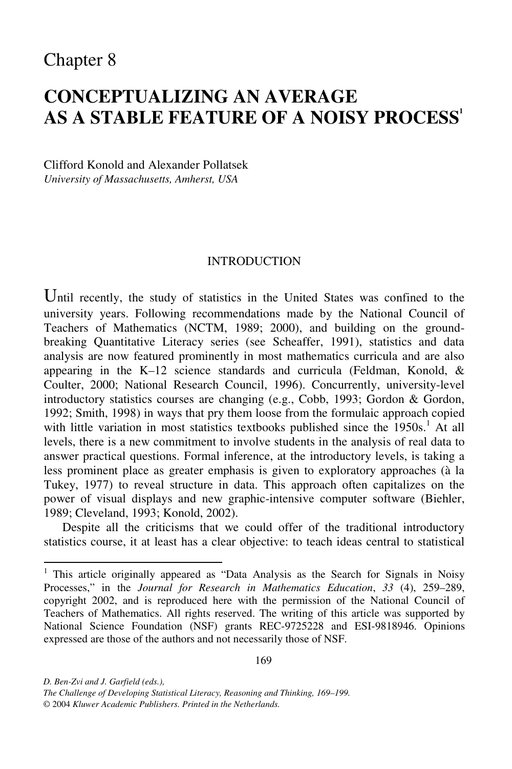# Chapter 8

# CONCEPTUALIZING AN AVERAGE AS A STABLE FEATURE OF A NOISY PROCESS[1]

Clifford Konold and Alexander Pollatsek
*University of Massachusetts, Amherst, USA*

## INTRODUCTION

Until recently, the study of statistics in the United States was confined to the university years. Following recommendations made by the National Council of Teachers of Mathematics (NCTM, 1989; 2000), and building on the ground-breaking Quantitative Literacy series (see Scheaffer, 1991), statistics and data analysis are now featured prominently in most mathematics curricula and are also appearing in the K–12 science standards and curricula (Feldman, Konold, & Coulter, 2000; National Research Council, 1996). Concurrently, university-level introductory statistics courses are changing (e.g., Cobb, 1993; Gordon & Gordon, 1992; Smith, 1998) in ways that pry them loose from the formulaic approach copied with little variation in most statistics textbooks published since the 1950s.[1] At all levels, there is a new commitment to involve students in the analysis of real data to answer practical questions. Formal inference, at the introductory levels, is taking a less prominent place as greater emphasis is given to exploratory approaches (à la Tukey, 1977) to reveal structure in data. This approach often capitalizes on the power of visual displays and new graphic-intensive computer software (Biehler, 1989; Cleveland, 1993; Konold, 2002).

Despite all the criticisms that we could offer of the traditional introductory statistics course, it at least has a clear objective: to teach ideas central to statistical

[1] This article originally appeared as "Data Analysis as the Search for Signals in Noisy Processes," in the *Journal for Research in Mathematics Education*, *33* (4), 259–289, copyright 2002, and is reproduced here with the permission of the National Council of Teachers of Mathematics. All rights reserved. The writing of this article was supported by National Science Foundation (NSF) grants REC-9725228 and ESI-9818946. Opinions expressed are those of the authors and not necessarily those of NSF.

*D. Ben-Zvi and J. Garfield (eds.),*
*The Challenge of Developing Statistical Literacy, Reasoning and Thinking, 169–199.*
© 2004 *Kluwer Academic Publishers. Printed in the Netherlands.*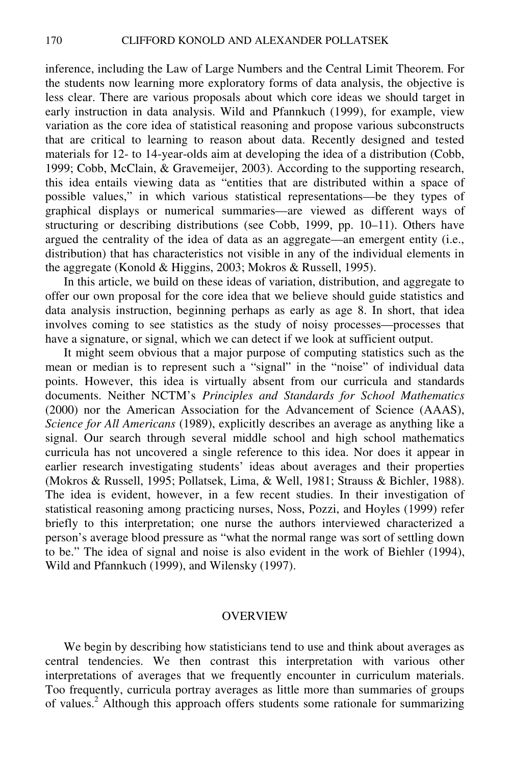inference, including the Law of Large Numbers and the Central Limit Theorem. For the students now learning more exploratory forms of data analysis, the objective is less clear. There are various proposals about which core ideas we should target in early instruction in data analysis. Wild and Pfannkuch (1999), for example, view variation as the core idea of statistical reasoning and propose various subconstructs that are critical to learning to reason about data. Recently designed and tested materials for 12- to 14-year-olds aim at developing the idea of a distribution (Cobb, 1999; Cobb, McClain, & Gravemeijer, 2003). According to the supporting research, this idea entails viewing data as "entities that are distributed within a space of possible values," in which various statistical representations—be they types of graphical displays or numerical summaries—are viewed as different ways of structuring or describing distributions (see Cobb, 1999, pp. 10–11). Others have argued the centrality of the idea of data as an aggregate—an emergent entity (i.e., distribution) that has characteristics not visible in any of the individual elements in the aggregate (Konold & Higgins, 2003; Mokros & Russell, 1995).

In this article, we build on these ideas of variation, distribution, and aggregate to offer our own proposal for the core idea that we believe should guide statistics and data analysis instruction, beginning perhaps as early as age 8. In short, that idea involves coming to see statistics as the study of noisy processes—processes that have a signature, or signal, which we can detect if we look at sufficient output.

It might seem obvious that a major purpose of computing statistics such as the mean or median is to represent such a "signal" in the "noise" of individual data points. However, this idea is virtually absent from our curricula and standards documents. Neither NCTM's *Principles and Standards for School Mathematics* (2000) nor the American Association for the Advancement of Science (AAAS), *Science for All Americans* (1989), explicitly describes an average as anything like a signal. Our search through several middle school and high school mathematics curricula has not uncovered a single reference to this idea. Nor does it appear in earlier research investigating students' ideas about averages and their properties (Mokros & Russell, 1995; Pollatsek, Lima, & Well, 1981; Strauss & Bichler, 1988). The idea is evident, however, in a few recent studies. In their investigation of statistical reasoning among practicing nurses, Noss, Pozzi, and Hoyles (1999) refer briefly to this interpretation; one nurse the authors interviewed characterized a person's average blood pressure as "what the normal range was sort of settling down to be." The idea of signal and noise is also evident in the work of Biehler (1994), Wild and Pfannkuch (1999), and Wilensky (1997).

## OVERVIEW

We begin by describing how statisticians tend to use and think about averages as central tendencies. We then contrast this interpretation with various other interpretations of averages that we frequently encounter in curriculum materials. Too frequently, curricula portray averages as little more than summaries of groups of values.[2] Although this approach offers students some rationale for summarizing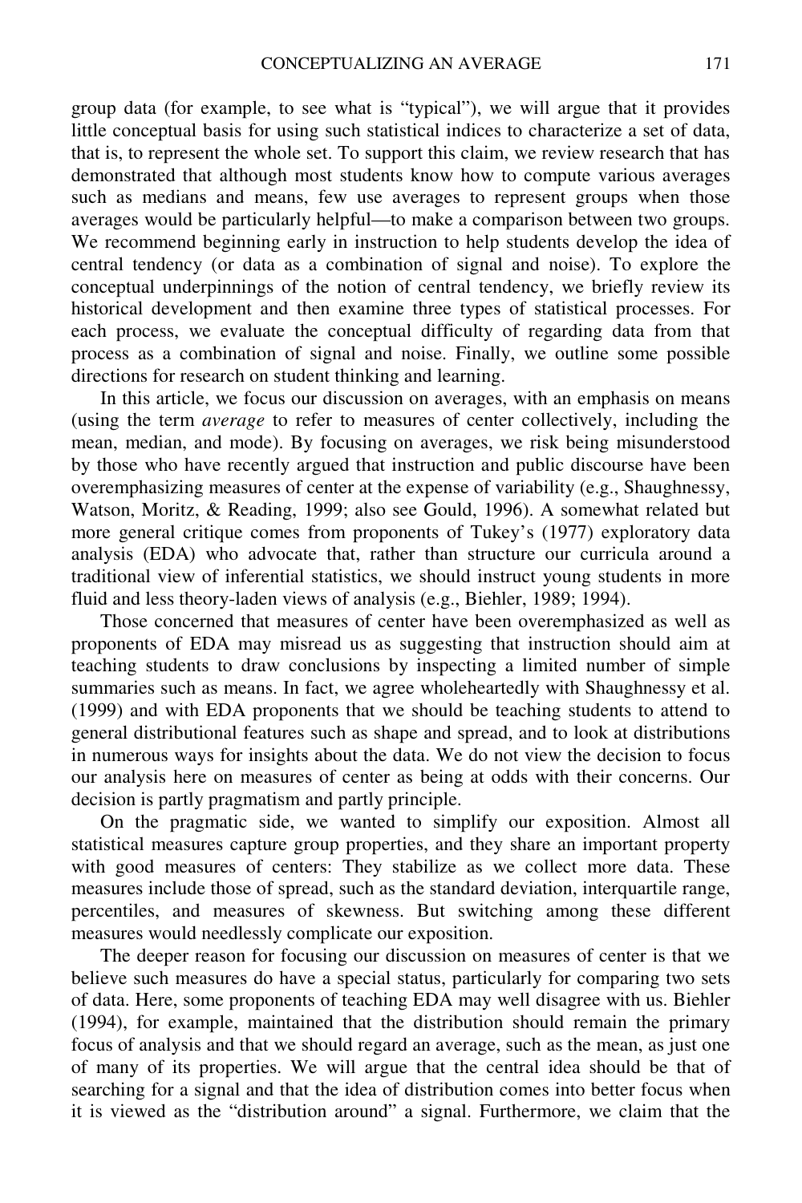group data (for example, to see what is "typical"), we will argue that it provides little conceptual basis for using such statistical indices to characterize a set of data, that is, to represent the whole set. To support this claim, we review research that has demonstrated that although most students know how to compute various averages such as medians and means, few use averages to represent groups when those averages would be particularly helpful—to make a comparison between two groups. We recommend beginning early in instruction to help students develop the idea of central tendency (or data as a combination of signal and noise). To explore the conceptual underpinnings of the notion of central tendency, we briefly review its historical development and then examine three types of statistical processes. For each process, we evaluate the conceptual difficulty of regarding data from that process as a combination of signal and noise. Finally, we outline some possible directions for research on student thinking and learning.

In this article, we focus our discussion on averages, with an emphasis on means (using the term *average* to refer to measures of center collectively, including the mean, median, and mode). By focusing on averages, we risk being misunderstood by those who have recently argued that instruction and public discourse have been overemphasizing measures of center at the expense of variability (e.g., Shaughnessy, Watson, Moritz, & Reading, 1999; also see Gould, 1996). A somewhat related but more general critique comes from proponents of Tukey's (1977) exploratory data analysis (EDA) who advocate that, rather than structure our curricula around a traditional view of inferential statistics, we should instruct young students in more fluid and less theory-laden views of analysis (e.g., Biehler, 1989; 1994).

Those concerned that measures of center have been overemphasized as well as proponents of EDA may misread us as suggesting that instruction should aim at teaching students to draw conclusions by inspecting a limited number of simple summaries such as means. In fact, we agree wholeheartedly with Shaughnessy et al. (1999) and with EDA proponents that we should be teaching students to attend to general distributional features such as shape and spread, and to look at distributions in numerous ways for insights about the data. We do not view the decision to focus our analysis here on measures of center as being at odds with their concerns. Our decision is partly pragmatism and partly principle.

On the pragmatic side, we wanted to simplify our exposition. Almost all statistical measures capture group properties, and they share an important property with good measures of centers: They stabilize as we collect more data. These measures include those of spread, such as the standard deviation, interquartile range, percentiles, and measures of skewness. But switching among these different measures would needlessly complicate our exposition.

The deeper reason for focusing our discussion on measures of center is that we believe such measures do have a special status, particularly for comparing two sets of data. Here, some proponents of teaching EDA may well disagree with us. Biehler (1994), for example, maintained that the distribution should remain the primary focus of analysis and that we should regard an average, such as the mean, as just one of many of its properties. We will argue that the central idea should be that of searching for a signal and that the idea of distribution comes into better focus when it is viewed as the "distribution around" a signal. Furthermore, we claim that the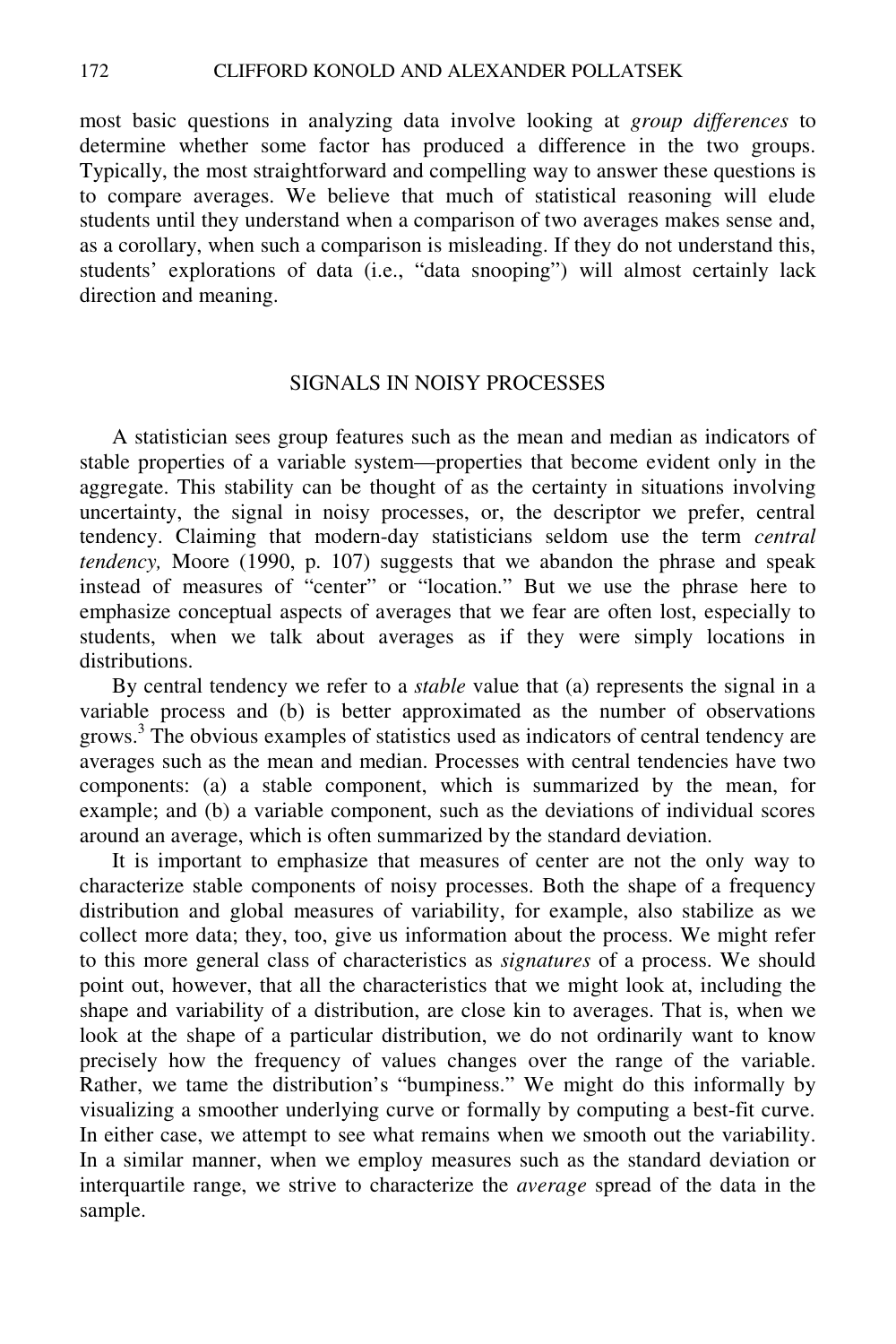most basic questions in analyzing data involve looking at *group differences* to determine whether some factor has produced a difference in the two groups. Typically, the most straightforward and compelling way to answer these questions is to compare averages. We believe that much of statistical reasoning will elude students until they understand when a comparison of two averages makes sense and, as a corollary, when such a comparison is misleading. If they do not understand this, students' explorations of data (i.e., "data snooping") will almost certainly lack direction and meaning.

## SIGNALS IN NOISY PROCESSES

A statistician sees group features such as the mean and median as indicators of stable properties of a variable system—properties that become evident only in the aggregate. This stability can be thought of as the certainty in situations involving uncertainty, the signal in noisy processes, or, the descriptor we prefer, central tendency. Claiming that modern-day statisticians seldom use the term *central tendency,* Moore (1990, p. 107) suggests that we abandon the phrase and speak instead of measures of "center" or "location." But we use the phrase here to emphasize conceptual aspects of averages that we fear are often lost, especially to students, when we talk about averages as if they were simply locations in distributions.

By central tendency we refer to a *stable* value that (a) represents the signal in a variable process and (b) is better approximated as the number of observations grows.[3] The obvious examples of statistics used as indicators of central tendency are averages such as the mean and median. Processes with central tendencies have two components: (a) a stable component, which is summarized by the mean, for example; and (b) a variable component, such as the deviations of individual scores around an average, which is often summarized by the standard deviation.

It is important to emphasize that measures of center are not the only way to characterize stable components of noisy processes. Both the shape of a frequency distribution and global measures of variability, for example, also stabilize as we collect more data; they, too, give us information about the process. We might refer to this more general class of characteristics as *signatures* of a process. We should point out, however, that all the characteristics that we might look at, including the shape and variability of a distribution, are close kin to averages. That is, when we look at the shape of a particular distribution, we do not ordinarily want to know precisely how the frequency of values changes over the range of the variable. Rather, we tame the distribution's "bumpiness." We might do this informally by visualizing a smoother underlying curve or formally by computing a best-fit curve. In either case, we attempt to see what remains when we smooth out the variability. In a similar manner, when we employ measures such as the standard deviation or interquartile range, we strive to characterize the *average* spread of the data in the sample.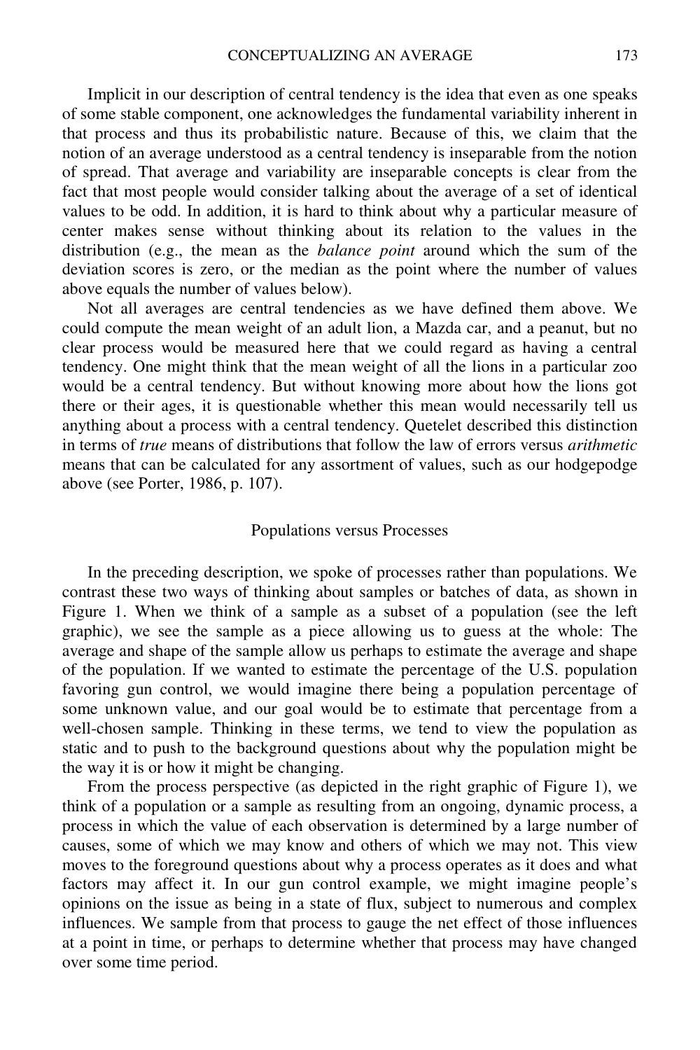Implicit in our description of central tendency is the idea that even as one speaks of some stable component, one acknowledges the fundamental variability inherent in that process and thus its probabilistic nature. Because of this, we claim that the notion of an average understood as a central tendency is inseparable from the notion of spread. That average and variability are inseparable concepts is clear from the fact that most people would consider talking about the average of a set of identical values to be odd. In addition, it is hard to think about why a particular measure of center makes sense without thinking about its relation to the values in the distribution (e.g., the mean as the *balance point* around which the sum of the deviation scores is zero, or the median as the point where the number of values above equals the number of values below).

Not all averages are central tendencies as we have defined them above. We could compute the mean weight of an adult lion, a Mazda car, and a peanut, but no clear process would be measured here that we could regard as having a central tendency. One might think that the mean weight of all the lions in a particular zoo would be a central tendency. But without knowing more about how the lions got there or their ages, it is questionable whether this mean would necessarily tell us anything about a process with a central tendency. Quetelet described this distinction in terms of *true* means of distributions that follow the law of errors versus *arithmetic* means that can be calculated for any assortment of values, such as our hodgepodge above (see Porter, 1986, p. 107).

## Populations versus Processes

In the preceding description, we spoke of processes rather than populations. We contrast these two ways of thinking about samples or batches of data, as shown in Figure 1. When we think of a sample as a subset of a population (see the left graphic), we see the sample as a piece allowing us to guess at the whole: The average and shape of the sample allow us perhaps to estimate the average and shape of the population. If we wanted to estimate the percentage of the U.S. population favoring gun control, we would imagine there being a population percentage of some unknown value, and our goal would be to estimate that percentage from a well-chosen sample. Thinking in these terms, we tend to view the population as static and to push to the background questions about why the population might be the way it is or how it might be changing.

From the process perspective (as depicted in the right graphic of Figure 1), we think of a population or a sample as resulting from an ongoing, dynamic process, a process in which the value of each observation is determined by a large number of causes, some of which we may know and others of which we may not. This view moves to the foreground questions about why a process operates as it does and what factors may affect it. In our gun control example, we might imagine people's opinions on the issue as being in a state of flux, subject to numerous and complex influences. We sample from that process to gauge the net effect of those influences at a point in time, or perhaps to determine whether that process may have changed over some time period.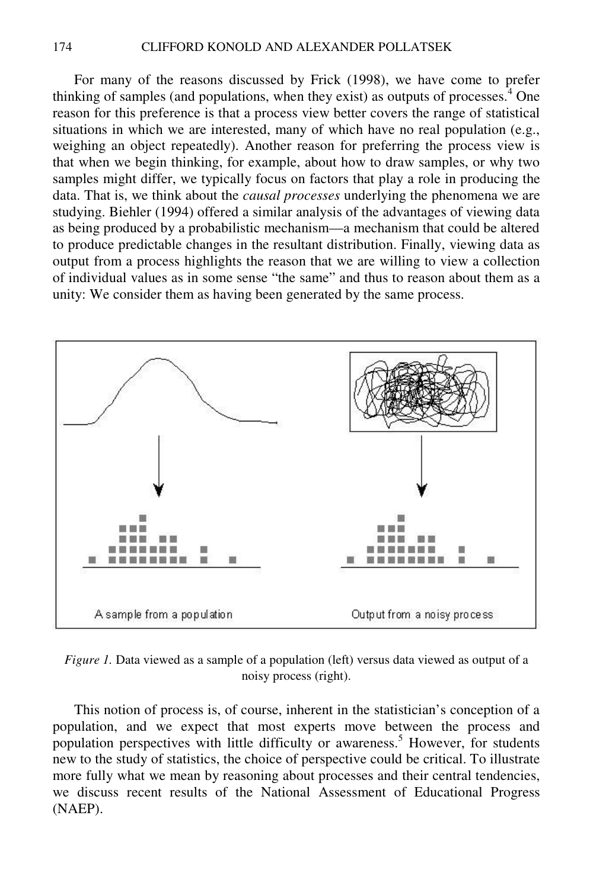For many of the reasons discussed by Frick (1998), we have come to prefer thinking of samples (and populations, when they exist) as outputs of processes.[4] One reason for this preference is that a process view better covers the range of statistical situations in which we are interested, many of which have no real population (e.g., weighing an object repeatedly). Another reason for preferring the process view is that when we begin thinking, for example, about how to draw samples, or why two samples might differ, we typically focus on factors that play a role in producing the data. That is, we think about the *causal processes* underlying the phenomena we are studying. Biehler (1994) offered a similar analysis of the advantages of viewing data as being produced by a probabilistic mechanism—a mechanism that could be altered to produce predictable changes in the resultant distribution. Finally, viewing data as output from a process highlights the reason that we are willing to view a collection of individual values as in some sense "the same" and thus to reason about them as a unity: We consider them as having been generated by the same process.

A sample from a population

Output from a noisy process

*Figure 1.* Data viewed as a sample of a population (left) versus data viewed as output of a noisy process (right).

This notion of process is, of course, inherent in the statistician's conception of a population, and we expect that most experts move between the process and population perspectives with little difficulty or awareness.[5] However, for students new to the study of statistics, the choice of perspective could be critical. To illustrate more fully what we mean by reasoning about processes and their central tendencies, we discuss recent results of the National Assessment of Educational Progress (NAEP).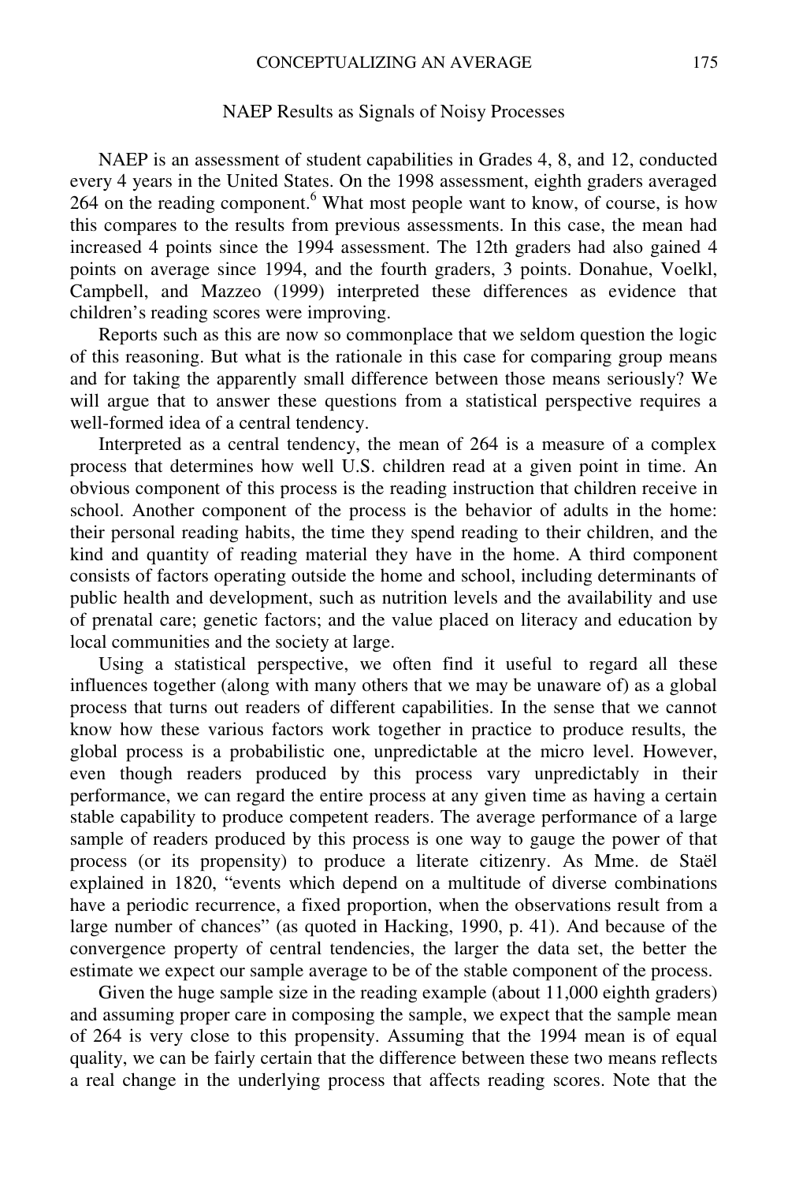## NAEP Results as Signals of Noisy Processes

NAEP is an assessment of student capabilities in Grades 4, 8, and 12, conducted every 4 years in the United States. On the 1998 assessment, eighth graders averaged 264 on the reading component.[6] What most people want to know, of course, is how this compares to the results from previous assessments. In this case, the mean had increased 4 points since the 1994 assessment. The 12th graders had also gained 4 points on average since 1994, and the fourth graders, 3 points. Donahue, Voelkl, Campbell, and Mazzeo (1999) interpreted these differences as evidence that children's reading scores were improving.

Reports such as this are now so commonplace that we seldom question the logic of this reasoning. But what is the rationale in this case for comparing group means and for taking the apparently small difference between those means seriously? We will argue that to answer these questions from a statistical perspective requires a well-formed idea of a central tendency.

Interpreted as a central tendency, the mean of 264 is a measure of a complex process that determines how well U.S. children read at a given point in time. An obvious component of this process is the reading instruction that children receive in school. Another component of the process is the behavior of adults in the home: their personal reading habits, the time they spend reading to their children, and the kind and quantity of reading material they have in the home. A third component consists of factors operating outside the home and school, including determinants of public health and development, such as nutrition levels and the availability and use of prenatal care; genetic factors; and the value placed on literacy and education by local communities and the society at large.

Using a statistical perspective, we often find it useful to regard all these influences together (along with many others that we may be unaware of) as a global process that turns out readers of different capabilities. In the sense that we cannot know how these various factors work together in practice to produce results, the global process is a probabilistic one, unpredictable at the micro level. However, even though readers produced by this process vary unpredictably in their performance, we can regard the entire process at any given time as having a certain stable capability to produce competent readers. The average performance of a large sample of readers produced by this process is one way to gauge the power of that process (or its propensity) to produce a literate citizenry. As Mme. de Staël explained in 1820, "events which depend on a multitude of diverse combinations have a periodic recurrence, a fixed proportion, when the observations result from a large number of chances" (as quoted in Hacking, 1990, p. 41). And because of the convergence property of central tendencies, the larger the data set, the better the estimate we expect our sample average to be of the stable component of the process.

Given the huge sample size in the reading example (about 11,000 eighth graders) and assuming proper care in composing the sample, we expect that the sample mean of 264 is very close to this propensity. Assuming that the 1994 mean is of equal quality, we can be fairly certain that the difference between these two means reflects a real change in the underlying process that affects reading scores. Note that the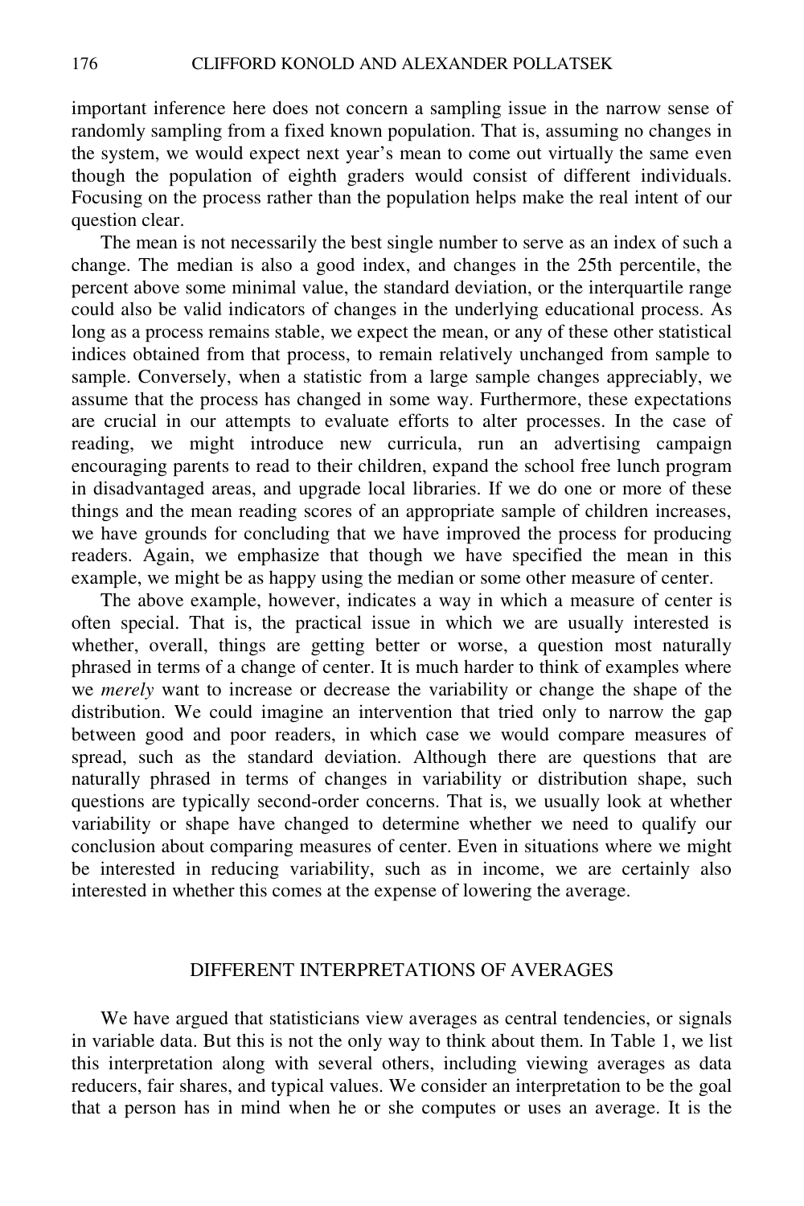important inference here does not concern a sampling issue in the narrow sense of randomly sampling from a fixed known population. That is, assuming no changes in the system, we would expect next year's mean to come out virtually the same even though the population of eighth graders would consist of different individuals. Focusing on the process rather than the population helps make the real intent of our question clear.

The mean is not necessarily the best single number to serve as an index of such a change. The median is also a good index, and changes in the 25th percentile, the percent above some minimal value, the standard deviation, or the interquartile range could also be valid indicators of changes in the underlying educational process. As long as a process remains stable, we expect the mean, or any of these other statistical indices obtained from that process, to remain relatively unchanged from sample to sample. Conversely, when a statistic from a large sample changes appreciably, we assume that the process has changed in some way. Furthermore, these expectations are crucial in our attempts to evaluate efforts to alter processes. In the case of reading, we might introduce new curricula, run an advertising campaign encouraging parents to read to their children, expand the school free lunch program in disadvantaged areas, and upgrade local libraries. If we do one or more of these things and the mean reading scores of an appropriate sample of children increases, we have grounds for concluding that we have improved the process for producing readers. Again, we emphasize that though we have specified the mean in this example, we might be as happy using the median or some other measure of center.

The above example, however, indicates a way in which a measure of center is often special. That is, the practical issue in which we are usually interested is whether, overall, things are getting better or worse, a question most naturally phrased in terms of a change of center. It is much harder to think of examples where we *merely* want to increase or decrease the variability or change the shape of the distribution. We could imagine an intervention that tried only to narrow the gap between good and poor readers, in which case we would compare measures of spread, such as the standard deviation. Although there are questions that are naturally phrased in terms of changes in variability or distribution shape, such questions are typically second-order concerns. That is, we usually look at whether variability or shape have changed to determine whether we need to qualify our conclusion about comparing measures of center. Even in situations where we might be interested in reducing variability, such as in income, we are certainly also interested in whether this comes at the expense of lowering the average.

## DIFFERENT INTERPRETATIONS OF AVERAGES

We have argued that statisticians view averages as central tendencies, or signals in variable data. But this is not the only way to think about them. In Table 1, we list this interpretation along with several others, including viewing averages as data reducers, fair shares, and typical values. We consider an interpretation to be the goal that a person has in mind when he or she computes or uses an average. It is the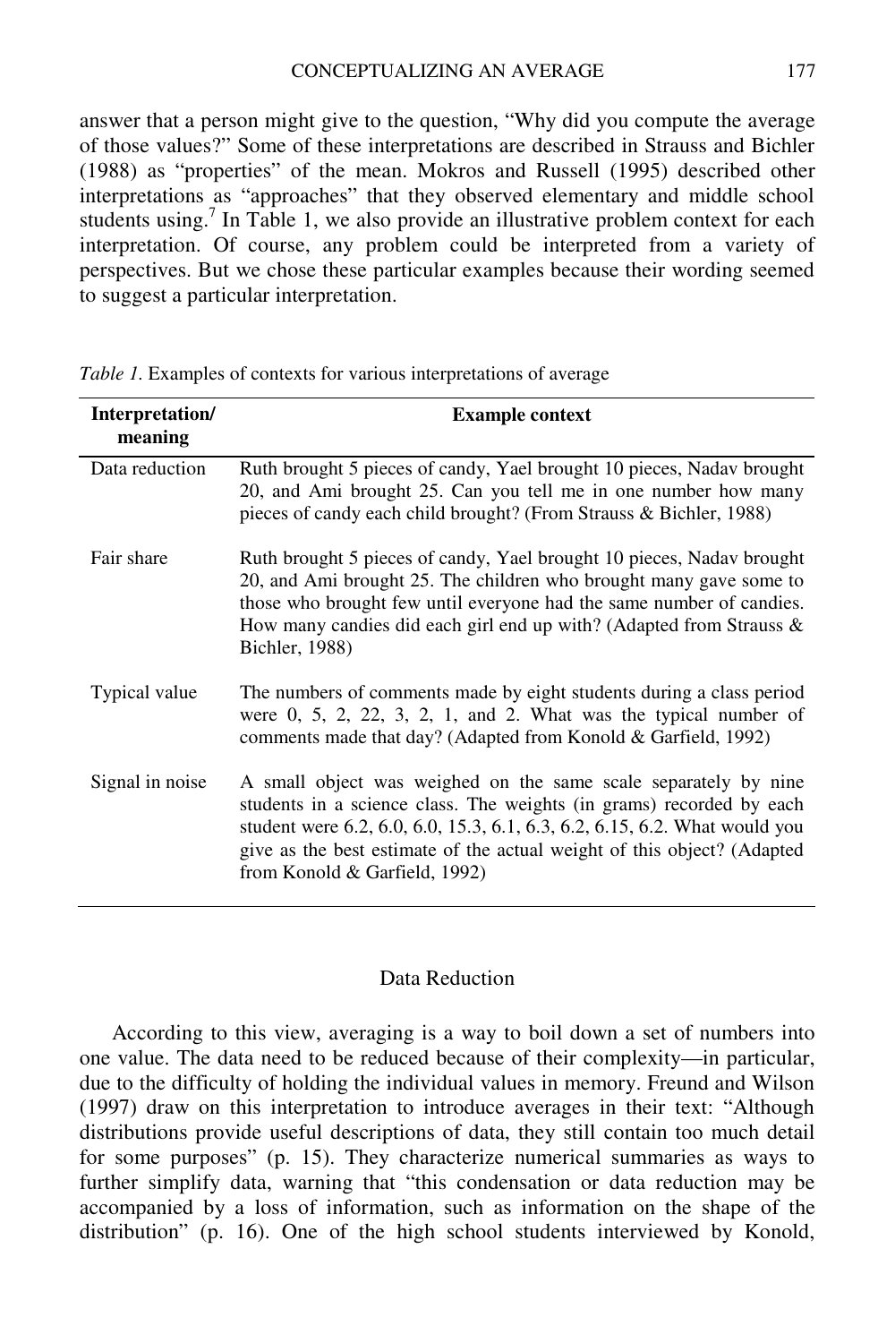answer that a person might give to the question, "Why did you compute the average of those values?" Some of these interpretations are described in Strauss and Bichler (1988) as "properties" of the mean. Mokros and Russell (1995) described other interpretations as "approaches" that they observed elementary and middle school students using.[7] In Table 1, we also provide an illustrative problem context for each interpretation. Of course, any problem could be interpreted from a variety of perspectives. But we chose these particular examples because their wording seemed to suggest a particular interpretation.

*Table 1*. Examples of contexts for various interpretations of average

| Interpretation/ meaning | Example context |
|---|---|
| Data reduction | Ruth brought 5 pieces of candy, Yael brought 10 pieces, Nadav brought 20, and Ami brought 25. Can you tell me in one number how many pieces of candy each child brought? (From Strauss & Bichler, 1988) |
| Fair share | Ruth brought 5 pieces of candy, Yael brought 10 pieces, Nadav brought 20, and Ami brought 25. The children who brought many gave some to those who brought few until everyone had the same number of candies. How many candies did each girl end up with? (Adapted from Strauss & Bichler, 1988) |
| Typical value | The numbers of comments made by eight students during a class period were 0, 5, 2, 22, 3, 2, 1, and 2. What was the typical number of comments made that day? (Adapted from Konold & Garfield, 1992) |
| Signal in noise | A small object was weighed on the same scale separately by nine students in a science class. The weights (in grams) recorded by each student were 6.2, 6.0, 6.0, 15.3, 6.1, 6.3, 6.2, 6.15, 6.2. What would you give as the best estimate of the actual weight of this object? (Adapted from Konold & Garfield, 1992) |

## Data Reduction

According to this view, averaging is a way to boil down a set of numbers into one value. The data need to be reduced because of their complexity—in particular, due to the difficulty of holding the individual values in memory. Freund and Wilson (1997) draw on this interpretation to introduce averages in their text: "Although distributions provide useful descriptions of data, they still contain too much detail for some purposes" (p. 15). They characterize numerical summaries as ways to further simplify data, warning that "this condensation or data reduction may be accompanied by a loss of information, such as information on the shape of the distribution" (p. 16). One of the high school students interviewed by Konold,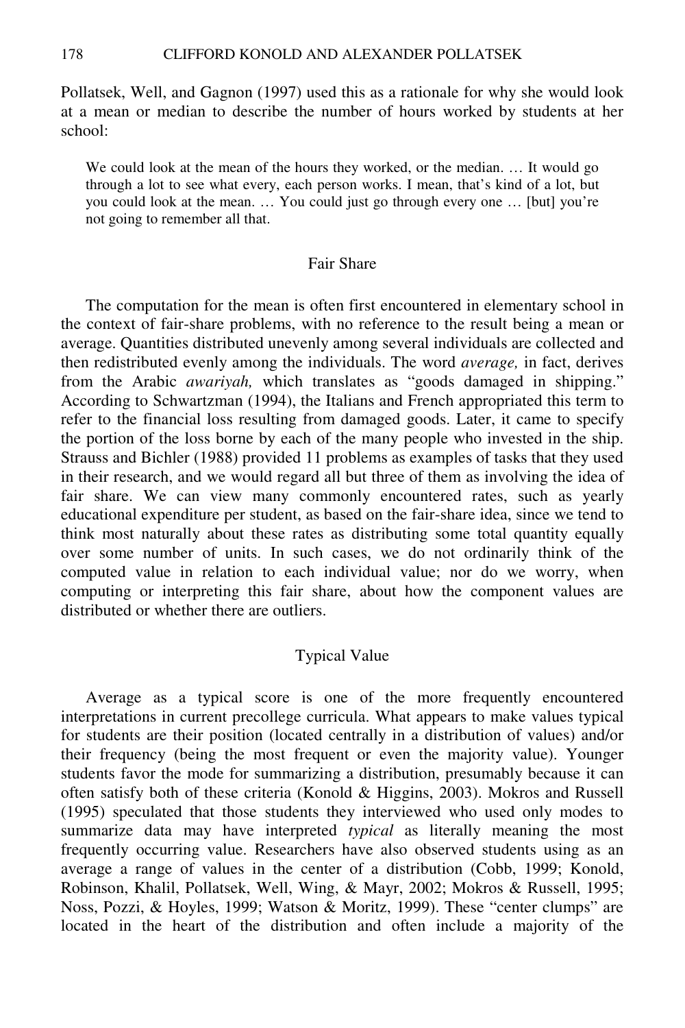Pollatsek, Well, and Gagnon (1997) used this as a rationale for why she would look at a mean or median to describe the number of hours worked by students at her school:

> We could look at the mean of the hours they worked, or the median. … It would go through a lot to see what every, each person works. I mean, that's kind of a lot, but you could look at the mean. … You could just go through every one … [but] you're not going to remember all that.

### Fair Share

The computation for the mean is often first encountered in elementary school in the context of fair-share problems, with no reference to the result being a mean or average. Quantities distributed unevenly among several individuals are collected and then redistributed evenly among the individuals. The word *average,* in fact, derives from the Arabic *awariyah,* which translates as "goods damaged in shipping." According to Schwartzman (1994), the Italians and French appropriated this term to refer to the financial loss resulting from damaged goods. Later, it came to specify the portion of the loss borne by each of the many people who invested in the ship. Strauss and Bichler (1988) provided 11 problems as examples of tasks that they used in their research, and we would regard all but three of them as involving the idea of fair share. We can view many commonly encountered rates, such as yearly educational expenditure per student, as based on the fair-share idea, since we tend to think most naturally about these rates as distributing some total quantity equally over some number of units. In such cases, we do not ordinarily think of the computed value in relation to each individual value; nor do we worry, when computing or interpreting this fair share, about how the component values are distributed or whether there are outliers.

### Typical Value

Average as a typical score is one of the more frequently encountered interpretations in current precollege curricula. What appears to make values typical for students are their position (located centrally in a distribution of values) and/or their frequency (being the most frequent or even the majority value). Younger students favor the mode for summarizing a distribution, presumably because it can often satisfy both of these criteria (Konold & Higgins, 2003). Mokros and Russell (1995) speculated that those students they interviewed who used only modes to summarize data may have interpreted *typical* as literally meaning the most frequently occurring value. Researchers have also observed students using as an average a range of values in the center of a distribution (Cobb, 1999; Konold, Robinson, Khalil, Pollatsek, Well, Wing, & Mayr, 2002; Mokros & Russell, 1995; Noss, Pozzi, & Hoyles, 1999; Watson & Moritz, 1999). These "center clumps" are located in the heart of the distribution and often include a majority of the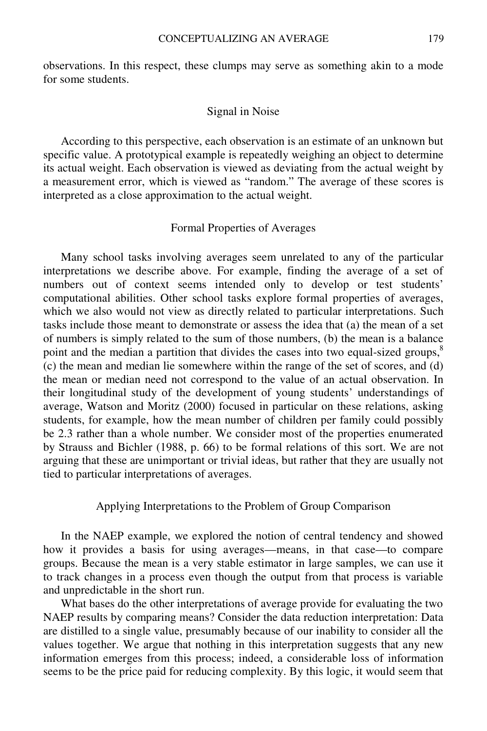observations. In this respect, these clumps may serve as something akin to a mode for some students.

## Signal in Noise

According to this perspective, each observation is an estimate of an unknown but specific value. A prototypical example is repeatedly weighing an object to determine its actual weight. Each observation is viewed as deviating from the actual weight by a measurement error, which is viewed as "random." The average of these scores is interpreted as a close approximation to the actual weight.

## Formal Properties of Averages

Many school tasks involving averages seem unrelated to any of the particular interpretations we describe above. For example, finding the average of a set of numbers out of context seems intended only to develop or test students' computational abilities. Other school tasks explore formal properties of averages, which we also would not view as directly related to particular interpretations. Such tasks include those meant to demonstrate or assess the idea that (a) the mean of a set of numbers is simply related to the sum of those numbers, (b) the mean is a balance point and the median a partition that divides the cases into two equal-sized groups,[8] (c) the mean and median lie somewhere within the range of the set of scores, and (d) the mean or median need not correspond to the value of an actual observation. In their longitudinal study of the development of young students' understandings of average, Watson and Moritz (2000) focused in particular on these relations, asking students, for example, how the mean number of children per family could possibly be 2.3 rather than a whole number. We consider most of the properties enumerated by Strauss and Bichler (1988, p. 66) to be formal relations of this sort. We are not arguing that these are unimportant or trivial ideas, but rather that they are usually not tied to particular interpretations of averages.

## Applying Interpretations to the Problem of Group Comparison

In the NAEP example, we explored the notion of central tendency and showed how it provides a basis for using averages—means, in that case—to compare groups. Because the mean is a very stable estimator in large samples, we can use it to track changes in a process even though the output from that process is variable and unpredictable in the short run.

What bases do the other interpretations of average provide for evaluating the two NAEP results by comparing means? Consider the data reduction interpretation: Data are distilled to a single value, presumably because of our inability to consider all the values together. We argue that nothing in this interpretation suggests that any new information emerges from this process; indeed, a considerable loss of information seems to be the price paid for reducing complexity. By this logic, it would seem that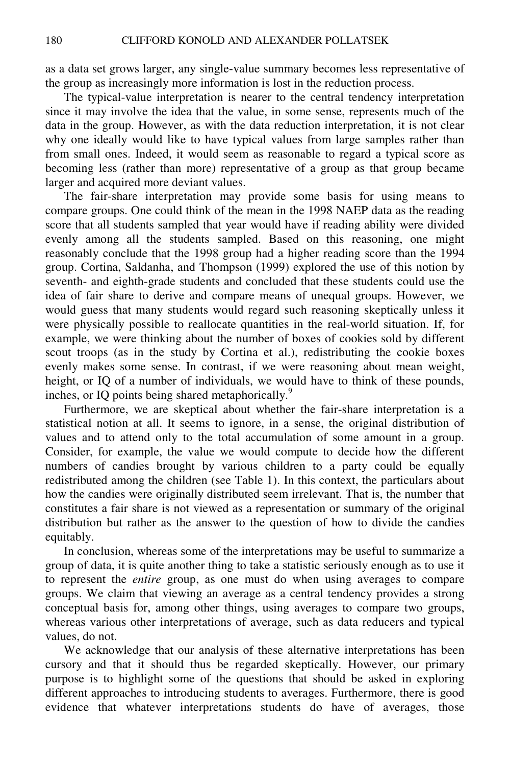as a data set grows larger, any single-value summary becomes less representative of the group as increasingly more information is lost in the reduction process.

The typical-value interpretation is nearer to the central tendency interpretation since it may involve the idea that the value, in some sense, represents much of the data in the group. However, as with the data reduction interpretation, it is not clear why one ideally would like to have typical values from large samples rather than from small ones. Indeed, it would seem as reasonable to regard a typical score as becoming less (rather than more) representative of a group as that group became larger and acquired more deviant values.

The fair-share interpretation may provide some basis for using means to compare groups. One could think of the mean in the 1998 NAEP data as the reading score that all students sampled that year would have if reading ability were divided evenly among all the students sampled. Based on this reasoning, one might reasonably conclude that the 1998 group had a higher reading score than the 1994 group. Cortina, Saldanha, and Thompson (1999) explored the use of this notion by seventh- and eighth-grade students and concluded that these students could use the idea of fair share to derive and compare means of unequal groups. However, we would guess that many students would regard such reasoning skeptically unless it were physically possible to reallocate quantities in the real-world situation. If, for example, we were thinking about the number of boxes of cookies sold by different scout troops (as in the study by Cortina et al.), redistributing the cookie boxes evenly makes some sense. In contrast, if we were reasoning about mean weight, height, or IQ of a number of individuals, we would have to think of these pounds, inches, or IQ points being shared metaphorically.[9]

Furthermore, we are skeptical about whether the fair-share interpretation is a statistical notion at all. It seems to ignore, in a sense, the original distribution of values and to attend only to the total accumulation of some amount in a group. Consider, for example, the value we would compute to decide how the different numbers of candies brought by various children to a party could be equally redistributed among the children (see Table 1). In this context, the particulars about how the candies were originally distributed seem irrelevant. That is, the number that constitutes a fair share is not viewed as a representation or summary of the original distribution but rather as the answer to the question of how to divide the candies equitably.

In conclusion, whereas some of the interpretations may be useful to summarize a group of data, it is quite another thing to take a statistic seriously enough as to use it to represent the *entire* group, as one must do when using averages to compare groups. We claim that viewing an average as a central tendency provides a strong conceptual basis for, among other things, using averages to compare two groups, whereas various other interpretations of average, such as data reducers and typical values, do not.

We acknowledge that our analysis of these alternative interpretations has been cursory and that it should thus be regarded skeptically. However, our primary purpose is to highlight some of the questions that should be asked in exploring different approaches to introducing students to averages. Furthermore, there is good evidence that whatever interpretations students do have of averages, those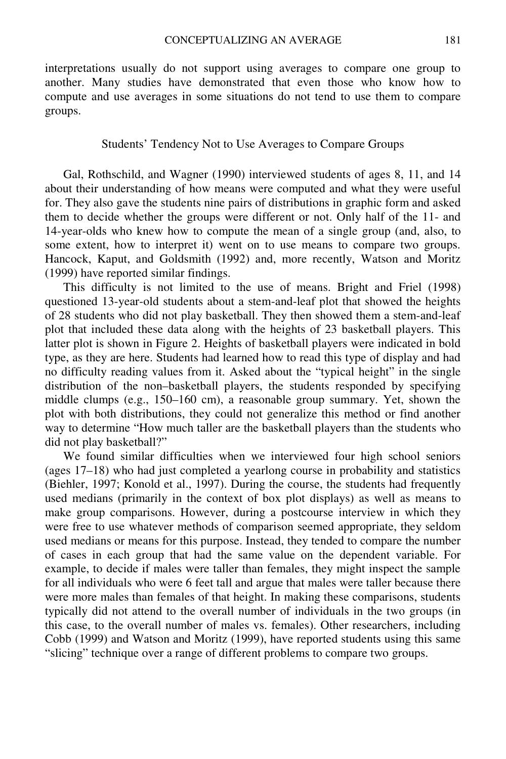interpretations usually do not support using averages to compare one group to another. Many studies have demonstrated that even those who know how to compute and use averages in some situations do not tend to use them to compare groups.

## Students' Tendency Not to Use Averages to Compare Groups

Gal, Rothschild, and Wagner (1990) interviewed students of ages 8, 11, and 14 about their understanding of how means were computed and what they were useful for. They also gave the students nine pairs of distributions in graphic form and asked them to decide whether the groups were different or not. Only half of the 11- and 14-year-olds who knew how to compute the mean of a single group (and, also, to some extent, how to interpret it) went on to use means to compare two groups. Hancock, Kaput, and Goldsmith (1992) and, more recently, Watson and Moritz (1999) have reported similar findings.

This difficulty is not limited to the use of means. Bright and Friel (1998) questioned 13-year-old students about a stem-and-leaf plot that showed the heights of 28 students who did not play basketball. They then showed them a stem-and-leaf plot that included these data along with the heights of 23 basketball players. This latter plot is shown in Figure 2. Heights of basketball players were indicated in bold type, as they are here. Students had learned how to read this type of display and had no difficulty reading values from it. Asked about the "typical height" in the single distribution of the non–basketball players, the students responded by specifying middle clumps (e.g., 150–160 cm), a reasonable group summary. Yet, shown the plot with both distributions, they could not generalize this method or find another way to determine "How much taller are the basketball players than the students who did not play basketball?"

We found similar difficulties when we interviewed four high school seniors (ages 17–18) who had just completed a yearlong course in probability and statistics (Biehler, 1997; Konold et al., 1997). During the course, the students had frequently used medians (primarily in the context of box plot displays) as well as means to make group comparisons. However, during a postcourse interview in which they were free to use whatever methods of comparison seemed appropriate, they seldom used medians or means for this purpose. Instead, they tended to compare the number of cases in each group that had the same value on the dependent variable. For example, to decide if males were taller than females, they might inspect the sample for all individuals who were 6 feet tall and argue that males were taller because there were more males than females of that height. In making these comparisons, students typically did not attend to the overall number of individuals in the two groups (in this case, to the overall number of males vs. females). Other researchers, including Cobb (1999) and Watson and Moritz (1999), have reported students using this same "slicing" technique over a range of different problems to compare two groups.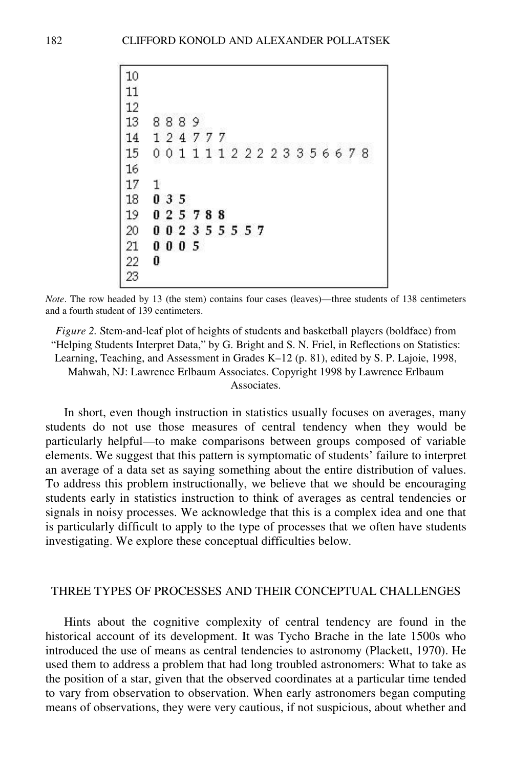```
10
11
12
13  8 8 8 9
14  1 2 4 7 7 7
15  0 0 1 1 1 1 2 2 2 2 3 3 5 6 6 7 8
16
17  1
18  0 3 5
19  0 2 5 7 8 8
20  0 0 2 3 5 5 5 5 7
21  0 0 0 5
22  0
23
```

*Note*. The row headed by 13 (the stem) contains four cases (leaves)—three students of 138 centimeters and a fourth student of 139 centimeters.

*Figure 2.* Stem-and-leaf plot of heights of students and basketball players (boldface) from "Helping Students Interpret Data," by G. Bright and S. N. Friel, in Reflections on Statistics: Learning, Teaching, and Assessment in Grades K–12 (p. 81), edited by S. P. Lajoie, 1998, Mahwah, NJ: Lawrence Erlbaum Associates. Copyright 1998 by Lawrence Erlbaum Associates.

In short, even though instruction in statistics usually focuses on averages, many students do not use those measures of central tendency when they would be particularly helpful—to make comparisons between groups composed of variable elements. We suggest that this pattern is symptomatic of students' failure to interpret an average of a data set as saying something about the entire distribution of values. To address this problem instructionally, we believe that we should be encouraging students early in statistics instruction to think of averages as central tendencies or signals in noisy processes. We acknowledge that this is a complex idea and one that is particularly difficult to apply to the type of processes that we often have students investigating. We explore these conceptual difficulties below.

## THREE TYPES OF PROCESSES AND THEIR CONCEPTUAL CHALLENGES

Hints about the cognitive complexity of central tendency are found in the historical account of its development. It was Tycho Brache in the late 1500s who introduced the use of means as central tendencies to astronomy (Plackett, 1970). He used them to address a problem that had long troubled astronomers: What to take as the position of a star, given that the observed coordinates at a particular time tended to vary from observation to observation. When early astronomers began computing means of observations, they were very cautious, if not suspicious, about whether and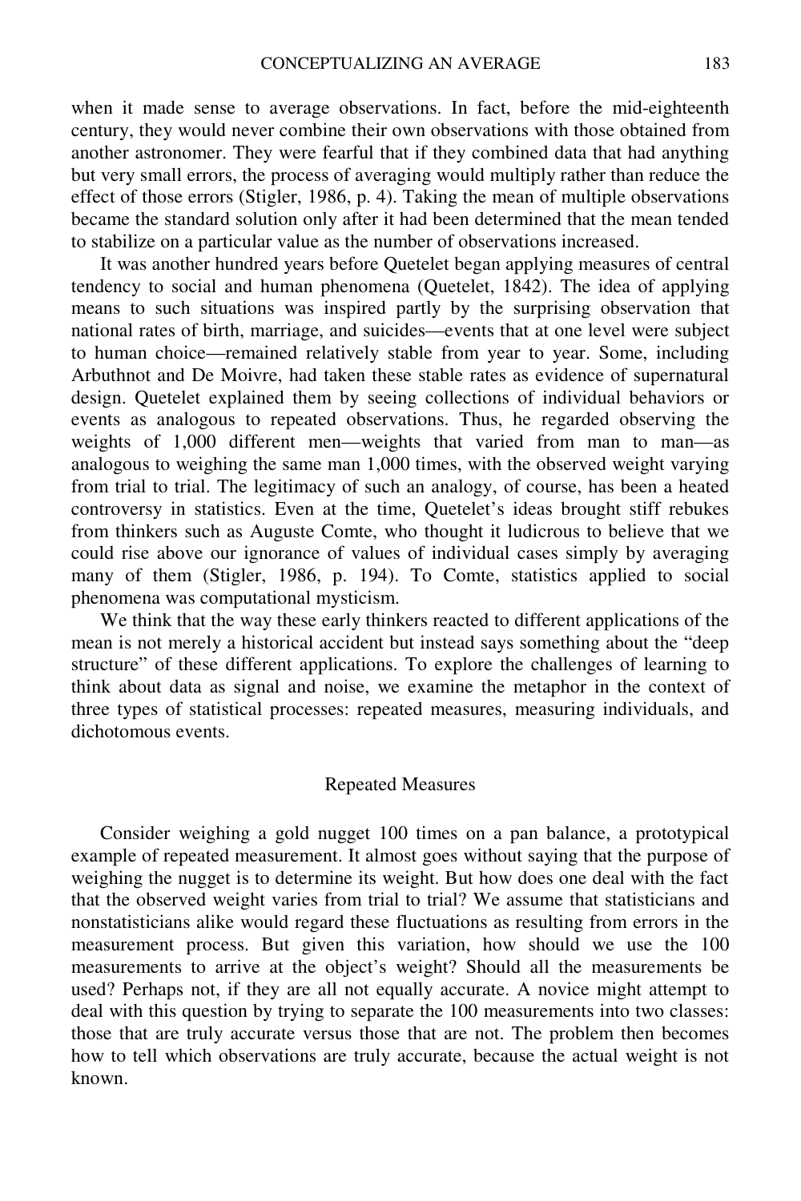when it made sense to average observations. In fact, before the mid-eighteenth century, they would never combine their own observations with those obtained from another astronomer. They were fearful that if they combined data that had anything but very small errors, the process of averaging would multiply rather than reduce the effect of those errors (Stigler, 1986, p. 4). Taking the mean of multiple observations became the standard solution only after it had been determined that the mean tended to stabilize on a particular value as the number of observations increased.

It was another hundred years before Quetelet began applying measures of central tendency to social and human phenomena (Quetelet, 1842). The idea of applying means to such situations was inspired partly by the surprising observation that national rates of birth, marriage, and suicides—events that at one level were subject to human choice—remained relatively stable from year to year. Some, including Arbuthnot and De Moivre, had taken these stable rates as evidence of supernatural design. Quetelet explained them by seeing collections of individual behaviors or events as analogous to repeated observations. Thus, he regarded observing the weights of 1,000 different men—weights that varied from man to man—as analogous to weighing the same man 1,000 times, with the observed weight varying from trial to trial. The legitimacy of such an analogy, of course, has been a heated controversy in statistics. Even at the time, Quetelet's ideas brought stiff rebukes from thinkers such as Auguste Comte, who thought it ludicrous to believe that we could rise above our ignorance of values of individual cases simply by averaging many of them (Stigler, 1986, p. 194). To Comte, statistics applied to social phenomena was computational mysticism.

We think that the way these early thinkers reacted to different applications of the mean is not merely a historical accident but instead says something about the "deep structure" of these different applications. To explore the challenges of learning to think about data as signal and noise, we examine the metaphor in the context of three types of statistical processes: repeated measures, measuring individuals, and dichotomous events.

## Repeated Measures

Consider weighing a gold nugget 100 times on a pan balance, a prototypical example of repeated measurement. It almost goes without saying that the purpose of weighing the nugget is to determine its weight. But how does one deal with the fact that the observed weight varies from trial to trial? We assume that statisticians and nonstatisticians alike would regard these fluctuations as resulting from errors in the measurement process. But given this variation, how should we use the 100 measurements to arrive at the object's weight? Should all the measurements be used? Perhaps not, if they are all not equally accurate. A novice might attempt to deal with this question by trying to separate the 100 measurements into two classes: those that are truly accurate versus those that are not. The problem then becomes how to tell which observations are truly accurate, because the actual weight is not known.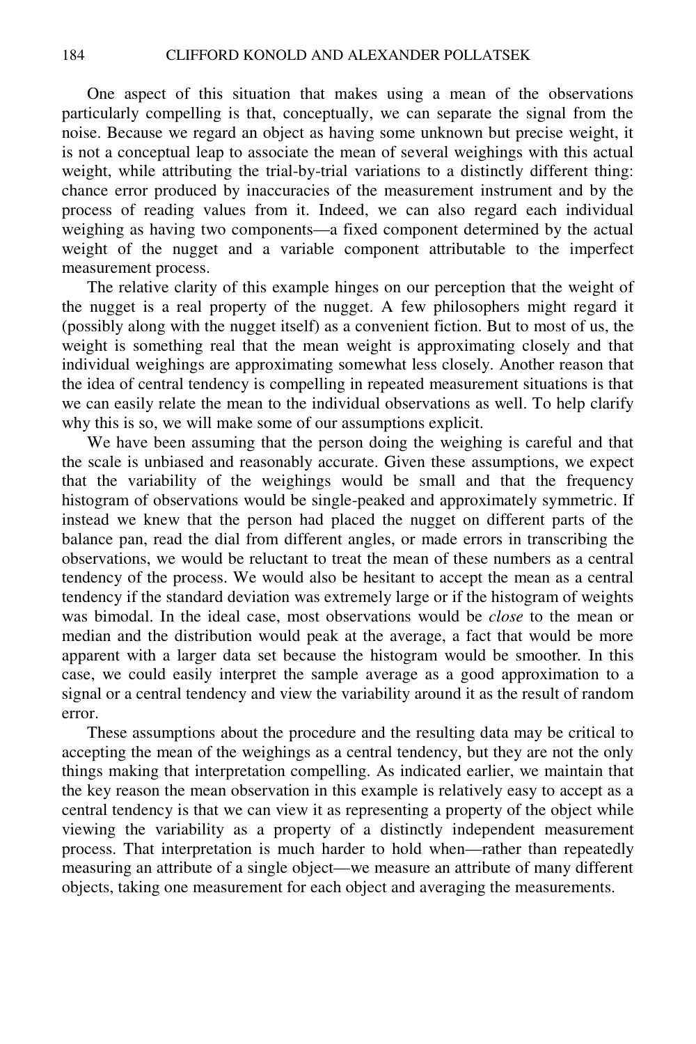One aspect of this situation that makes using a mean of the observations particularly compelling is that, conceptually, we can separate the signal from the noise. Because we regard an object as having some unknown but precise weight, it is not a conceptual leap to associate the mean of several weighings with this actual weight, while attributing the trial-by-trial variations to a distinctly different thing: chance error produced by inaccuracies of the measurement instrument and by the process of reading values from it. Indeed, we can also regard each individual weighing as having two components—a fixed component determined by the actual weight of the nugget and a variable component attributable to the imperfect measurement process.

The relative clarity of this example hinges on our perception that the weight of the nugget is a real property of the nugget. A few philosophers might regard it (possibly along with the nugget itself) as a convenient fiction. But to most of us, the weight is something real that the mean weight is approximating closely and that individual weighings are approximating somewhat less closely. Another reason that the idea of central tendency is compelling in repeated measurement situations is that we can easily relate the mean to the individual observations as well. To help clarify why this is so, we will make some of our assumptions explicit.

We have been assuming that the person doing the weighing is careful and that the scale is unbiased and reasonably accurate. Given these assumptions, we expect that the variability of the weighings would be small and that the frequency histogram of observations would be single-peaked and approximately symmetric. If instead we knew that the person had placed the nugget on different parts of the balance pan, read the dial from different angles, or made errors in transcribing the observations, we would be reluctant to treat the mean of these numbers as a central tendency of the process. We would also be hesitant to accept the mean as a central tendency if the standard deviation was extremely large or if the histogram of weights was bimodal. In the ideal case, most observations would be *close* to the mean or median and the distribution would peak at the average, a fact that would be more apparent with a larger data set because the histogram would be smoother. In this case, we could easily interpret the sample average as a good approximation to a signal or a central tendency and view the variability around it as the result of random error.

These assumptions about the procedure and the resulting data may be critical to accepting the mean of the weighings as a central tendency, but they are not the only things making that interpretation compelling. As indicated earlier, we maintain that the key reason the mean observation in this example is relatively easy to accept as a central tendency is that we can view it as representing a property of the object while viewing the variability as a property of a distinctly independent measurement process. That interpretation is much harder to hold when—rather than repeatedly measuring an attribute of a single object—we measure an attribute of many different objects, taking one measurement for each object and averaging the measurements.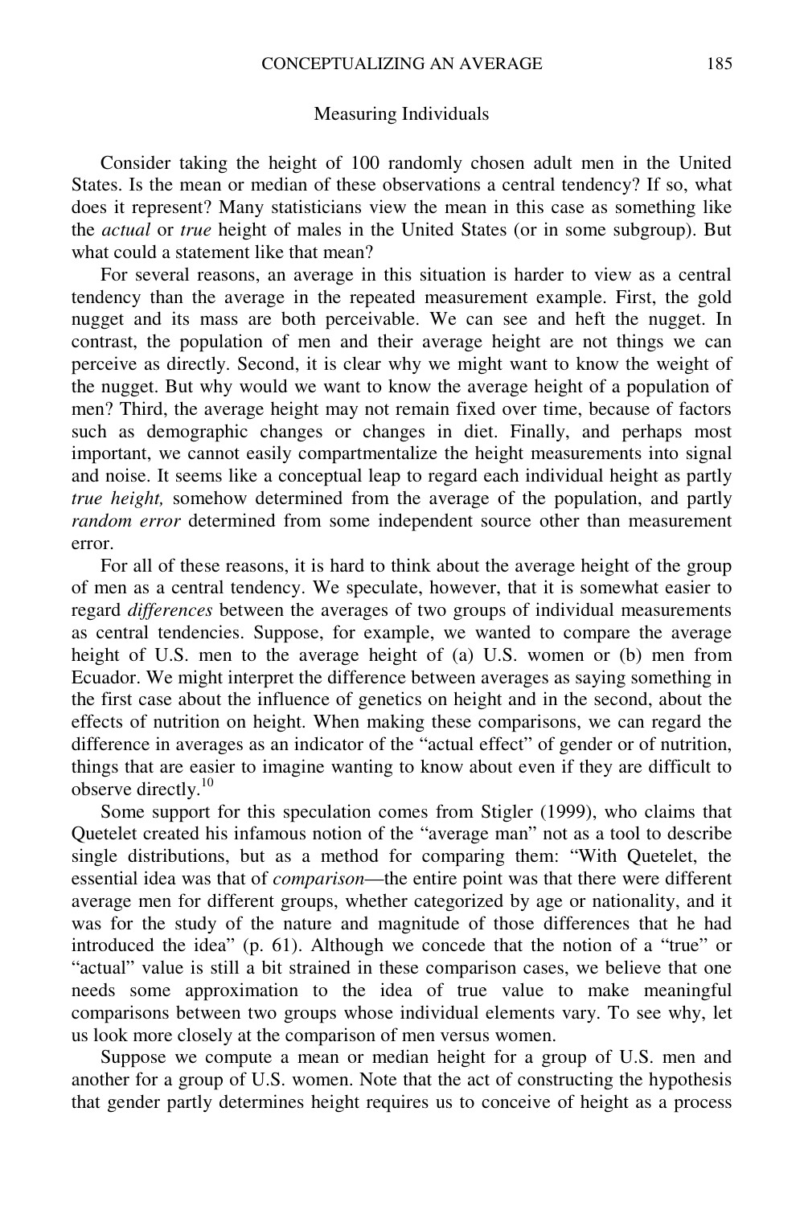### Measuring Individuals

Consider taking the height of 100 randomly chosen adult men in the United States. Is the mean or median of these observations a central tendency? If so, what does it represent? Many statisticians view the mean in this case as something like the *actual* or *true* height of males in the United States (or in some subgroup). But what could a statement like that mean?

For several reasons, an average in this situation is harder to view as a central tendency than the average in the repeated measurement example. First, the gold nugget and its mass are both perceivable. We can see and heft the nugget. In contrast, the population of men and their average height are not things we can perceive as directly. Second, it is clear why we might want to know the weight of the nugget. But why would we want to know the average height of a population of men? Third, the average height may not remain fixed over time, because of factors such as demographic changes or changes in diet. Finally, and perhaps most important, we cannot easily compartmentalize the height measurements into signal and noise. It seems like a conceptual leap to regard each individual height as partly *true height,* somehow determined from the average of the population, and partly *random error* determined from some independent source other than measurement error.

For all of these reasons, it is hard to think about the average height of the group of men as a central tendency. We speculate, however, that it is somewhat easier to regard *differences* between the averages of two groups of individual measurements as central tendencies. Suppose, for example, we wanted to compare the average height of U.S. men to the average height of (a) U.S. women or (b) men from Ecuador. We might interpret the difference between averages as saying something in the first case about the influence of genetics on height and in the second, about the effects of nutrition on height. When making these comparisons, we can regard the difference in averages as an indicator of the "actual effect" of gender or of nutrition, things that are easier to imagine wanting to know about even if they are difficult to observe directly.[10]

Some support for this speculation comes from Stigler (1999), who claims that Quetelet created his infamous notion of the "average man" not as a tool to describe single distributions, but as a method for comparing them: "With Quetelet, the essential idea was that of *comparison*—the entire point was that there were different average men for different groups, whether categorized by age or nationality, and it was for the study of the nature and magnitude of those differences that he had introduced the idea" (p. 61). Although we concede that the notion of a "true" or "actual" value is still a bit strained in these comparison cases, we believe that one needs some approximation to the idea of true value to make meaningful comparisons between two groups whose individual elements vary. To see why, let us look more closely at the comparison of men versus women.

Suppose we compute a mean or median height for a group of U.S. men and another for a group of U.S. women. Note that the act of constructing the hypothesis that gender partly determines height requires us to conceive of height as a process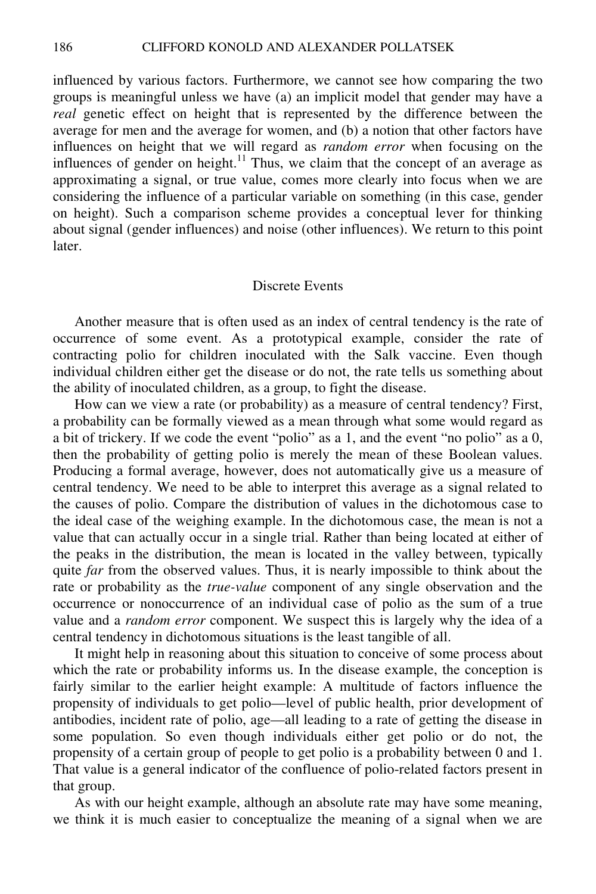influenced by various factors. Furthermore, we cannot see how comparing the two groups is meaningful unless we have (a) an implicit model that gender may have a *real* genetic effect on height that is represented by the difference between the average for men and the average for women, and (b) a notion that other factors have influences on height that we will regard as *random error* when focusing on the influences of gender on height.[11] Thus, we claim that the concept of an average as approximating a signal, or true value, comes more clearly into focus when we are considering the influence of a particular variable on something (in this case, gender on height). Such a comparison scheme provides a conceptual lever for thinking about signal (gender influences) and noise (other influences). We return to this point later.

### Discrete Events

Another measure that is often used as an index of central tendency is the rate of occurrence of some event. As a prototypical example, consider the rate of contracting polio for children inoculated with the Salk vaccine. Even though individual children either get the disease or do not, the rate tells us something about the ability of inoculated children, as a group, to fight the disease.

How can we view a rate (or probability) as a measure of central tendency? First, a probability can be formally viewed as a mean through what some would regard as a bit of trickery. If we code the event "polio" as a 1, and the event "no polio" as a 0, then the probability of getting polio is merely the mean of these Boolean values. Producing a formal average, however, does not automatically give us a measure of central tendency. We need to be able to interpret this average as a signal related to the causes of polio. Compare the distribution of values in the dichotomous case to the ideal case of the weighing example. In the dichotomous case, the mean is not a value that can actually occur in a single trial. Rather than being located at either of the peaks in the distribution, the mean is located in the valley between, typically quite *far* from the observed values. Thus, it is nearly impossible to think about the rate or probability as the *true-value* component of any single observation and the occurrence or nonoccurrence of an individual case of polio as the sum of a true value and a *random error* component. We suspect this is largely why the idea of a central tendency in dichotomous situations is the least tangible of all.

It might help in reasoning about this situation to conceive of some process about which the rate or probability informs us. In the disease example, the conception is fairly similar to the earlier height example: A multitude of factors influence the propensity of individuals to get polio—level of public health, prior development of antibodies, incident rate of polio, age—all leading to a rate of getting the disease in some population. So even though individuals either get polio or do not, the propensity of a certain group of people to get polio is a probability between 0 and 1. That value is a general indicator of the confluence of polio-related factors present in that group.

As with our height example, although an absolute rate may have some meaning, we think it is much easier to conceptualize the meaning of a signal when we are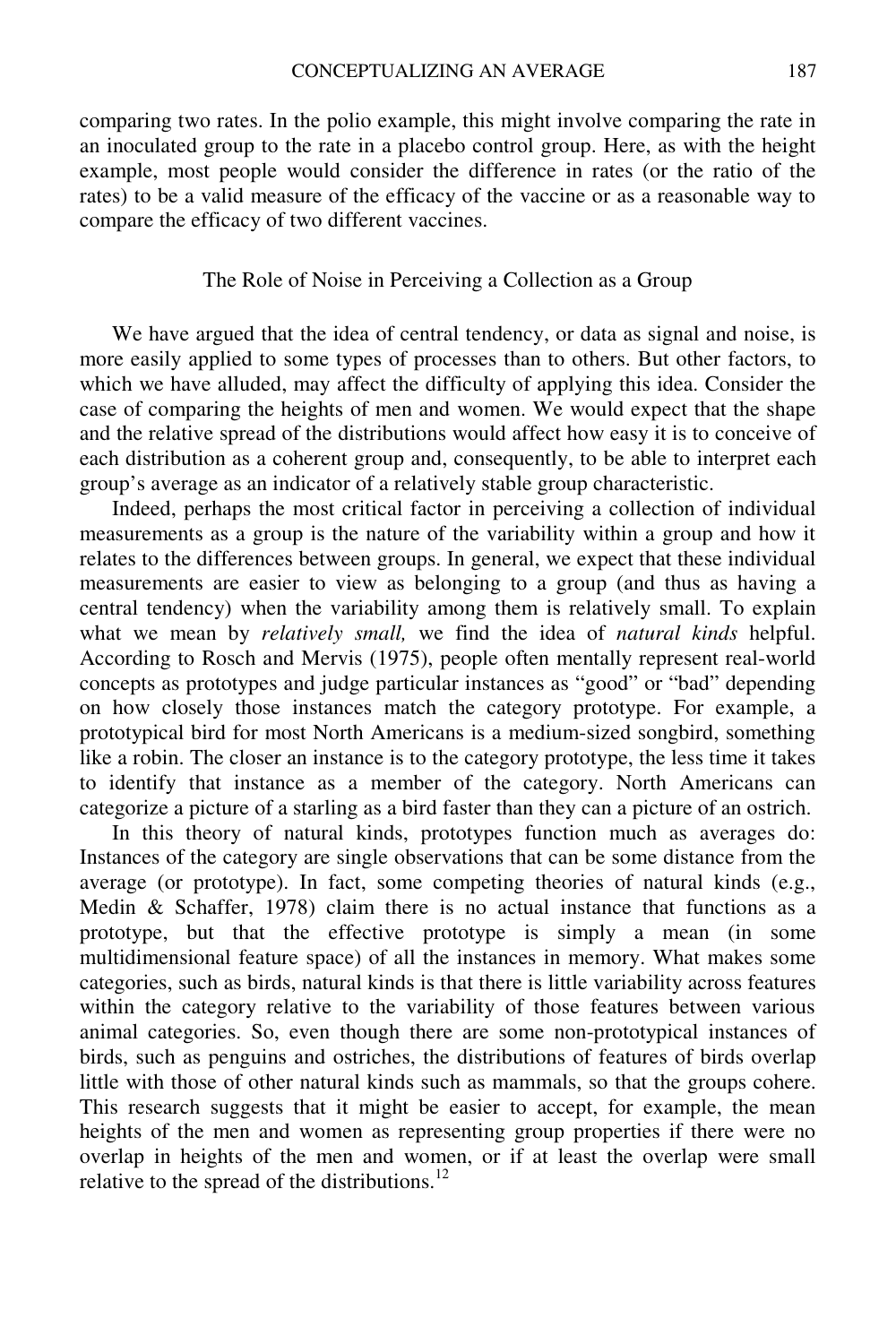comparing two rates. In the polio example, this might involve comparing the rate in an inoculated group to the rate in a placebo control group. Here, as with the height example, most people would consider the difference in rates (or the ratio of the rates) to be a valid measure of the efficacy of the vaccine or as a reasonable way to compare the efficacy of two different vaccines.

## The Role of Noise in Perceiving a Collection as a Group

We have argued that the idea of central tendency, or data as signal and noise, is more easily applied to some types of processes than to others. But other factors, to which we have alluded, may affect the difficulty of applying this idea. Consider the case of comparing the heights of men and women. We would expect that the shape and the relative spread of the distributions would affect how easy it is to conceive of each distribution as a coherent group and, consequently, to be able to interpret each group's average as an indicator of a relatively stable group characteristic.

Indeed, perhaps the most critical factor in perceiving a collection of individual measurements as a group is the nature of the variability within a group and how it relates to the differences between groups. In general, we expect that these individual measurements are easier to view as belonging to a group (and thus as having a central tendency) when the variability among them is relatively small. To explain what we mean by *relatively small,* we find the idea of *natural kinds* helpful. According to Rosch and Mervis (1975), people often mentally represent real-world concepts as prototypes and judge particular instances as "good" or "bad" depending on how closely those instances match the category prototype. For example, a prototypical bird for most North Americans is a medium-sized songbird, something like a robin. The closer an instance is to the category prototype, the less time it takes to identify that instance as a member of the category. North Americans can categorize a picture of a starling as a bird faster than they can a picture of an ostrich.

In this theory of natural kinds, prototypes function much as averages do: Instances of the category are single observations that can be some distance from the average (or prototype). In fact, some competing theories of natural kinds (e.g., Medin & Schaffer, 1978) claim there is no actual instance that functions as a prototype, but that the effective prototype is simply a mean (in some multidimensional feature space) of all the instances in memory. What makes some categories, such as birds, natural kinds is that there is little variability across features within the category relative to the variability of those features between various animal categories. So, even though there are some non-prototypical instances of birds, such as penguins and ostriches, the distributions of features of birds overlap little with those of other natural kinds such as mammals, so that the groups cohere. This research suggests that it might be easier to accept, for example, the mean heights of the men and women as representing group properties if there were no overlap in heights of the men and women, or if at least the overlap were small relative to the spread of the distributions.[12]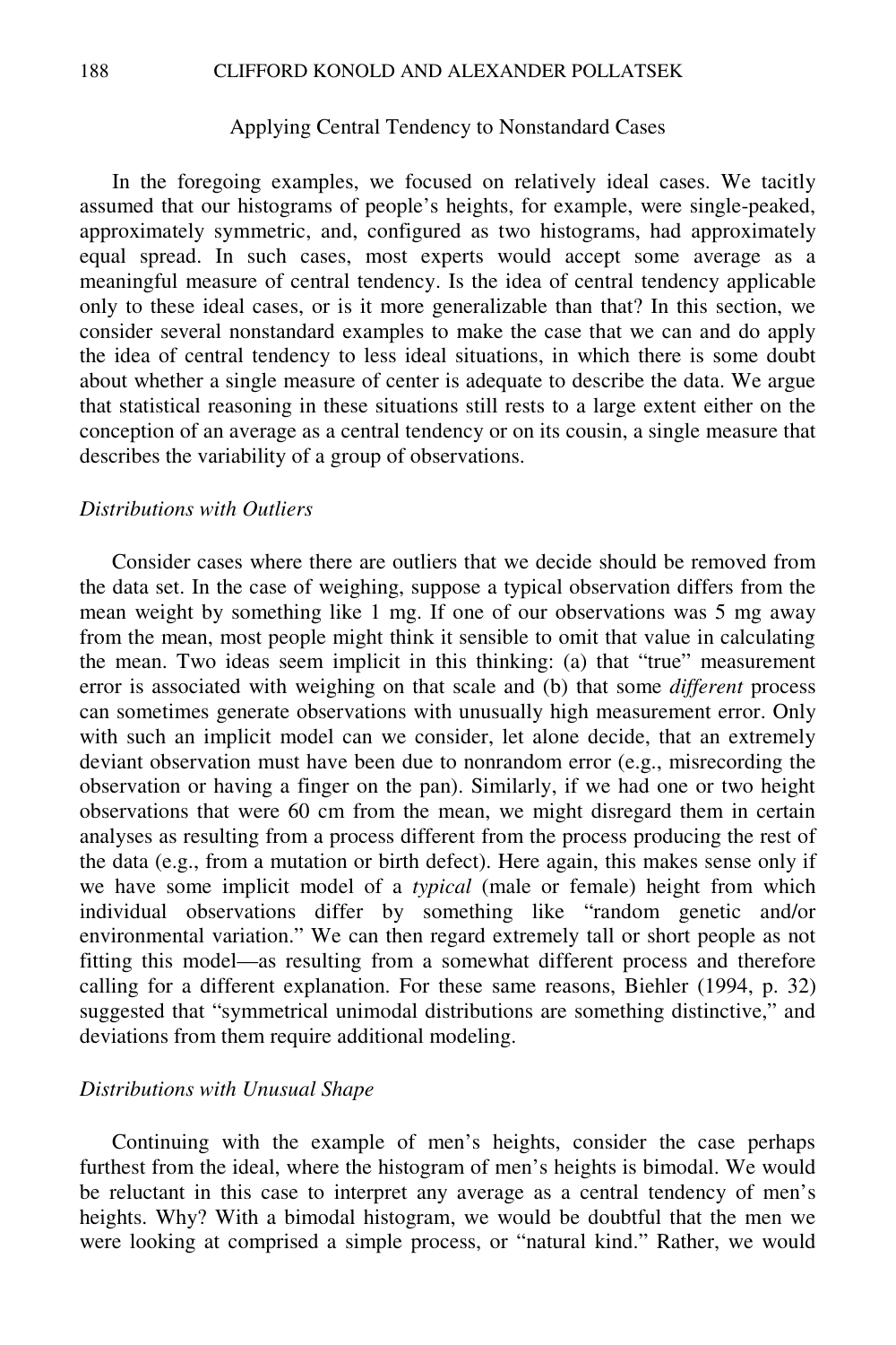## Applying Central Tendency to Nonstandard Cases

In the foregoing examples, we focused on relatively ideal cases. We tacitly assumed that our histograms of people's heights, for example, were single-peaked, approximately symmetric, and, configured as two histograms, had approximately equal spread. In such cases, most experts would accept some average as a meaningful measure of central tendency. Is the idea of central tendency applicable only to these ideal cases, or is it more generalizable than that? In this section, we consider several nonstandard examples to make the case that we can and do apply the idea of central tendency to less ideal situations, in which there is some doubt about whether a single measure of center is adequate to describe the data. We argue that statistical reasoning in these situations still rests to a large extent either on the conception of an average as a central tendency or on its cousin, a single measure that describes the variability of a group of observations.

### *Distributions with Outliers*

Consider cases where there are outliers that we decide should be removed from the data set. In the case of weighing, suppose a typical observation differs from the mean weight by something like 1 mg. If one of our observations was 5 mg away from the mean, most people might think it sensible to omit that value in calculating the mean. Two ideas seem implicit in this thinking: (a) that "true" measurement error is associated with weighing on that scale and (b) that some *different* process can sometimes generate observations with unusually high measurement error. Only with such an implicit model can we consider, let alone decide, that an extremely deviant observation must have been due to nonrandom error (e.g., misrecording the observation or having a finger on the pan). Similarly, if we had one or two height observations that were 60 cm from the mean, we might disregard them in certain analyses as resulting from a process different from the process producing the rest of the data (e.g., from a mutation or birth defect). Here again, this makes sense only if we have some implicit model of a *typical* (male or female) height from which individual observations differ by something like "random genetic and/or environmental variation." We can then regard extremely tall or short people as not fitting this model—as resulting from a somewhat different process and therefore calling for a different explanation. For these same reasons, Biehler (1994, p. 32) suggested that "symmetrical unimodal distributions are something distinctive," and deviations from them require additional modeling.

### *Distributions with Unusual Shape*

Continuing with the example of men's heights, consider the case perhaps furthest from the ideal, where the histogram of men's heights is bimodal. We would be reluctant in this case to interpret any average as a central tendency of men's heights. Why? With a bimodal histogram, we would be doubtful that the men we were looking at comprised a simple process, or "natural kind." Rather, we would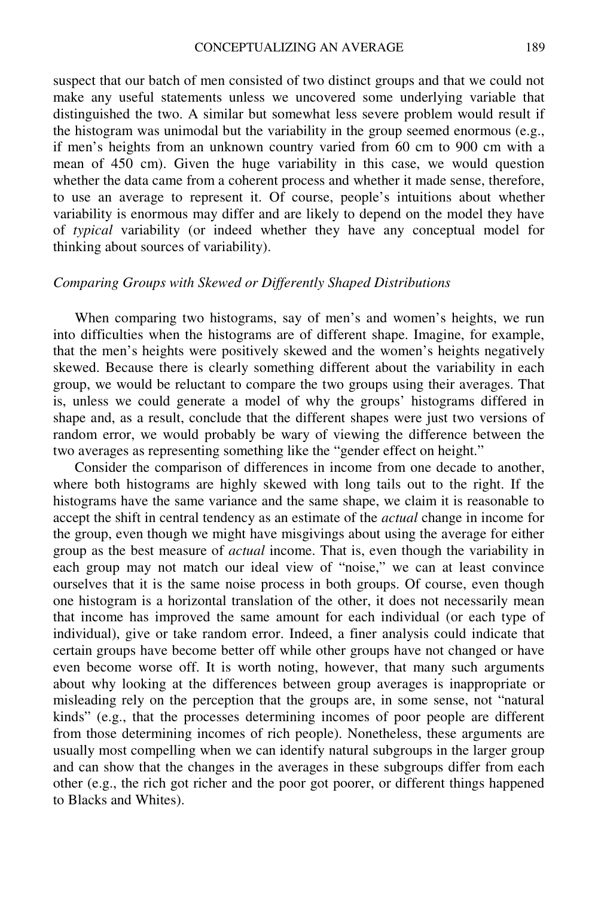suspect that our batch of men consisted of two distinct groups and that we could not make any useful statements unless we uncovered some underlying variable that distinguished the two. A similar but somewhat less severe problem would result if the histogram was unimodal but the variability in the group seemed enormous (e.g., if men's heights from an unknown country varied from 60 cm to 900 cm with a mean of 450 cm). Given the huge variability in this case, we would question whether the data came from a coherent process and whether it made sense, therefore, to use an average to represent it. Of course, people's intuitions about whether variability is enormous may differ and are likely to depend on the model they have of *typical* variability (or indeed whether they have any conceptual model for thinking about sources of variability).

### *Comparing Groups with Skewed or Differently Shaped Distributions*

When comparing two histograms, say of men's and women's heights, we run into difficulties when the histograms are of different shape. Imagine, for example, that the men's heights were positively skewed and the women's heights negatively skewed. Because there is clearly something different about the variability in each group, we would be reluctant to compare the two groups using their averages. That is, unless we could generate a model of why the groups' histograms differed in shape and, as a result, conclude that the different shapes were just two versions of random error, we would probably be wary of viewing the difference between the two averages as representing something like the "gender effect on height."

Consider the comparison of differences in income from one decade to another, where both histograms are highly skewed with long tails out to the right. If the histograms have the same variance and the same shape, we claim it is reasonable to accept the shift in central tendency as an estimate of the *actual* change in income for the group, even though we might have misgivings about using the average for either group as the best measure of *actual* income. That is, even though the variability in each group may not match our ideal view of "noise," we can at least convince ourselves that it is the same noise process in both groups. Of course, even though one histogram is a horizontal translation of the other, it does not necessarily mean that income has improved the same amount for each individual (or each type of individual), give or take random error. Indeed, a finer analysis could indicate that certain groups have become better off while other groups have not changed or have even become worse off. It is worth noting, however, that many such arguments about why looking at the differences between group averages is inappropriate or misleading rely on the perception that the groups are, in some sense, not "natural kinds" (e.g., that the processes determining incomes of poor people are different from those determining incomes of rich people). Nonetheless, these arguments are usually most compelling when we can identify natural subgroups in the larger group and can show that the changes in the averages in these subgroups differ from each other (e.g., the rich got richer and the poor got poorer, or different things happened to Blacks and Whites).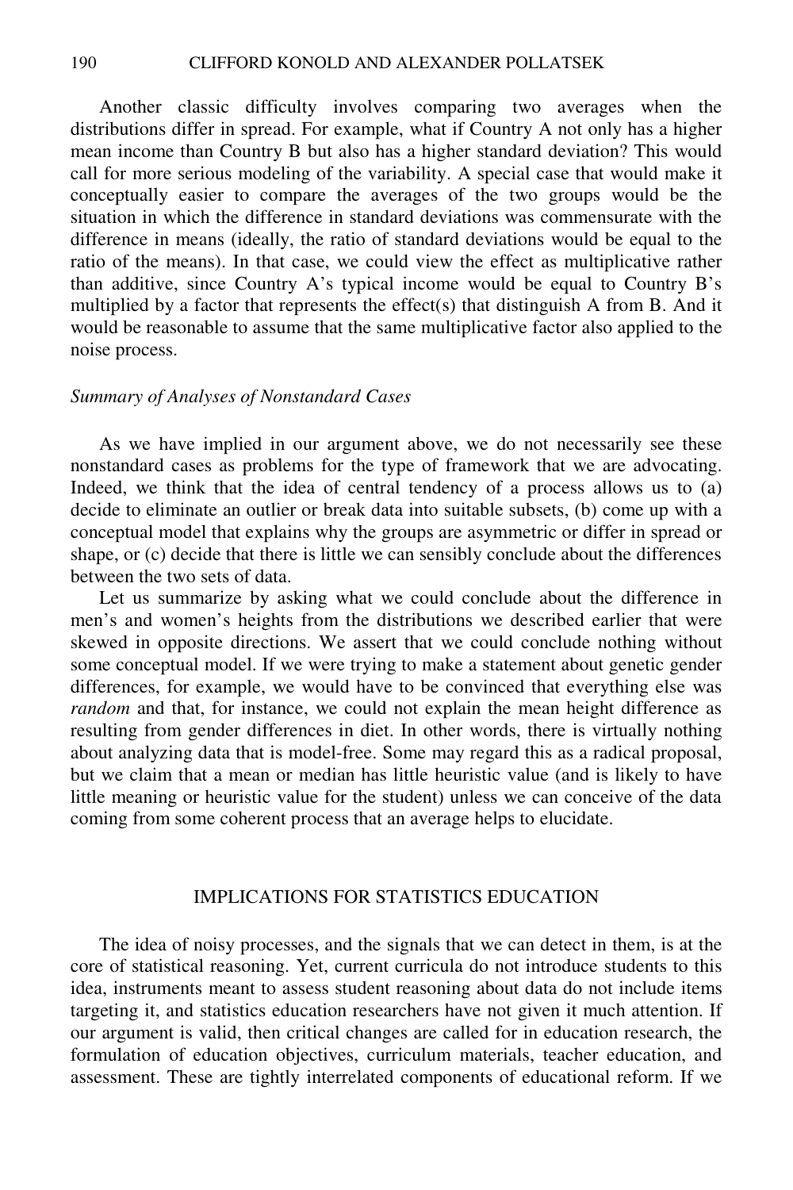Another classic difficulty involves comparing two averages when the distributions differ in spread. For example, what if Country A not only has a higher mean income than Country B but also has a higher standard deviation? This would call for more serious modeling of the variability. A special case that would make it conceptually easier to compare the averages of the two groups would be the situation in which the difference in standard deviations was commensurate with the difference in means (ideally, the ratio of standard deviations would be equal to the ratio of the means). In that case, we could view the effect as multiplicative rather than additive, since Country A's typical income would be equal to Country B's multiplied by a factor that represents the effect(s) that distinguish A from B. And it would be reasonable to assume that the same multiplicative factor also applied to the noise process.

### *Summary of Analyses of Nonstandard Cases*

As we have implied in our argument above, we do not necessarily see these nonstandard cases as problems for the type of framework that we are advocating. Indeed, we think that the idea of central tendency of a process allows us to (a) decide to eliminate an outlier or break data into suitable subsets, (b) come up with a conceptual model that explains why the groups are asymmetric or differ in spread or shape, or (c) decide that there is little we can sensibly conclude about the differences between the two sets of data.

Let us summarize by asking what we could conclude about the difference in men's and women's heights from the distributions we described earlier that were skewed in opposite directions. We assert that we could conclude nothing without some conceptual model. If we were trying to make a statement about genetic gender differences, for example, we would have to be convinced that everything else was *random* and that, for instance, we could not explain the mean height difference as resulting from gender differences in diet. In other words, there is virtually nothing about analyzing data that is model-free. Some may regard this as a radical proposal, but we claim that a mean or median has little heuristic value (and is likely to have little meaning or heuristic value for the student) unless we can conceive of the data coming from some coherent process that an average helps to elucidate.

## IMPLICATIONS FOR STATISTICS EDUCATION

The idea of noisy processes, and the signals that we can detect in them, is at the core of statistical reasoning. Yet, current curricula do not introduce students to this idea, instruments meant to assess student reasoning about data do not include items targeting it, and statistics education researchers have not given it much attention. If our argument is valid, then critical changes are called for in education research, the formulation of education objectives, curriculum materials, teacher education, and assessment. These are tightly interrelated components of educational reform. If we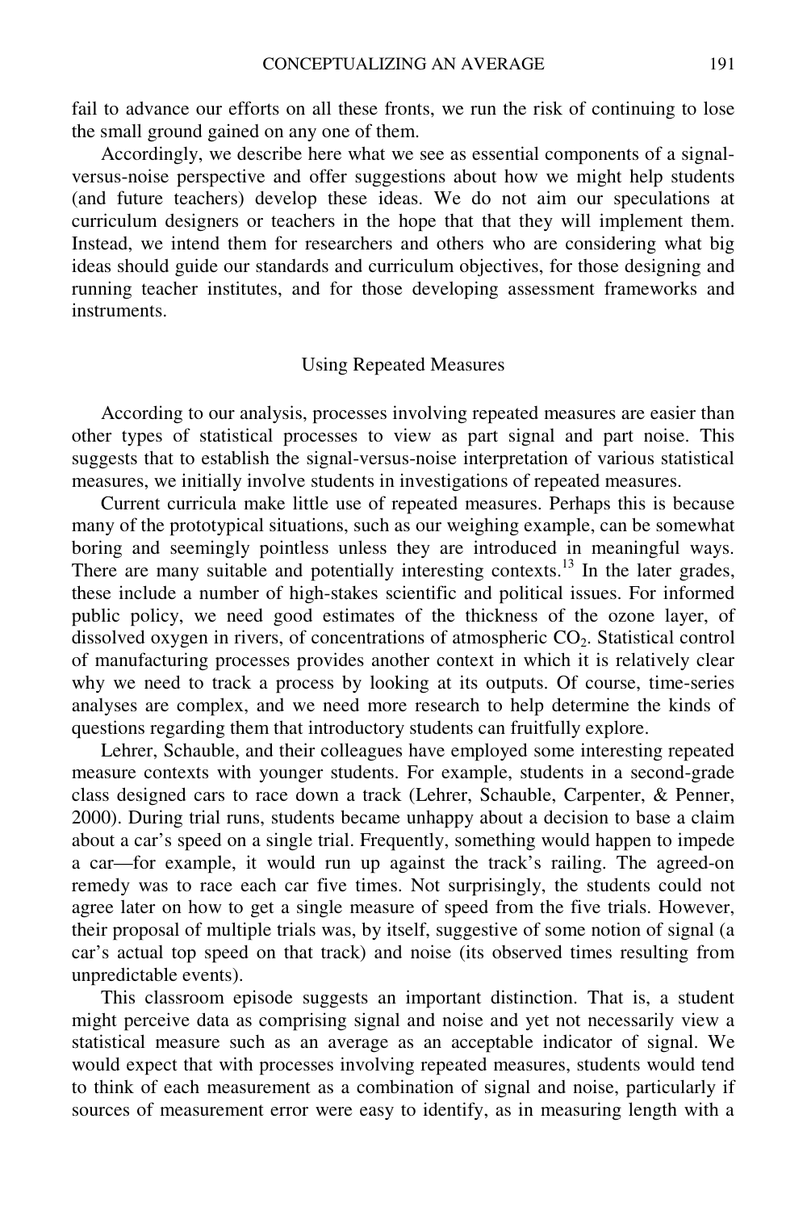fail to advance our efforts on all these fronts, we run the risk of continuing to lose the small ground gained on any one of them.

Accordingly, we describe here what we see as essential components of a signal-versus-noise perspective and offer suggestions about how we might help students (and future teachers) develop these ideas. We do not aim our speculations at curriculum designers or teachers in the hope that that they will implement them. Instead, we intend them for researchers and others who are considering what big ideas should guide our standards and curriculum objectives, for those designing and running teacher institutes, and for those developing assessment frameworks and instruments.

## Using Repeated Measures

According to our analysis, processes involving repeated measures are easier than other types of statistical processes to view as part signal and part noise. This suggests that to establish the signal-versus-noise interpretation of various statistical measures, we initially involve students in investigations of repeated measures.

Current curricula make little use of repeated measures. Perhaps this is because many of the prototypical situations, such as our weighing example, can be somewhat boring and seemingly pointless unless they are introduced in meaningful ways. There are many suitable and potentially interesting contexts.[13] In the later grades, these include a number of high-stakes scientific and political issues. For informed public policy, we need good estimates of the thickness of the ozone layer, of dissolved oxygen in rivers, of concentrations of atmospheric $CO_2$. Statistical control of manufacturing processes provides another context in which it is relatively clear why we need to track a process by looking at its outputs. Of course, time-series analyses are complex, and we need more research to help determine the kinds of questions regarding them that introductory students can fruitfully explore.

Lehrer, Schauble, and their colleagues have employed some interesting repeated measure contexts with younger students. For example, students in a second-grade class designed cars to race down a track (Lehrer, Schauble, Carpenter, & Penner, 2000). During trial runs, students became unhappy about a decision to base a claim about a car's speed on a single trial. Frequently, something would happen to impede a car—for example, it would run up against the track's railing. The agreed-on remedy was to race each car five times. Not surprisingly, the students could not agree later on how to get a single measure of speed from the five trials. However, their proposal of multiple trials was, by itself, suggestive of some notion of signal (a car's actual top speed on that track) and noise (its observed times resulting from unpredictable events).

This classroom episode suggests an important distinction. That is, a student might perceive data as comprising signal and noise and yet not necessarily view a statistical measure such as an average as an acceptable indicator of signal. We would expect that with processes involving repeated measures, students would tend to think of each measurement as a combination of signal and noise, particularly if sources of measurement error were easy to identify, as in measuring length with a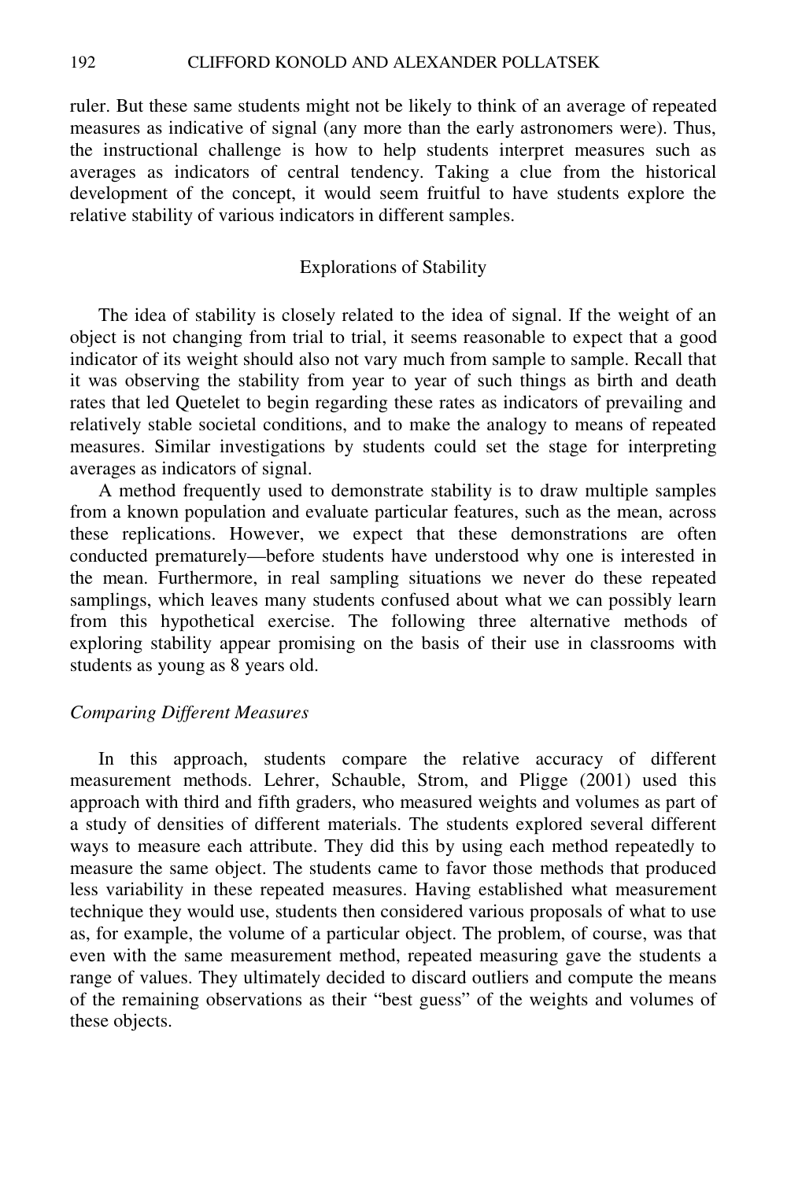ruler. But these same students might not be likely to think of an average of repeated measures as indicative of signal (any more than the early astronomers were). Thus, the instructional challenge is how to help students interpret measures such as averages as indicators of central tendency. Taking a clue from the historical development of the concept, it would seem fruitful to have students explore the relative stability of various indicators in different samples.

## Explorations of Stability

The idea of stability is closely related to the idea of signal. If the weight of an object is not changing from trial to trial, it seems reasonable to expect that a good indicator of its weight should also not vary much from sample to sample. Recall that it was observing the stability from year to year of such things as birth and death rates that led Quetelet to begin regarding these rates as indicators of prevailing and relatively stable societal conditions, and to make the analogy to means of repeated measures. Similar investigations by students could set the stage for interpreting averages as indicators of signal.

A method frequently used to demonstrate stability is to draw multiple samples from a known population and evaluate particular features, such as the mean, across these replications. However, we expect that these demonstrations are often conducted prematurely—before students have understood why one is interested in the mean. Furthermore, in real sampling situations we never do these repeated samplings, which leaves many students confused about what we can possibly learn from this hypothetical exercise. The following three alternative methods of exploring stability appear promising on the basis of their use in classrooms with students as young as 8 years old.

### *Comparing Different Measures*

In this approach, students compare the relative accuracy of different measurement methods. Lehrer, Schauble, Strom, and Pligge (2001) used this approach with third and fifth graders, who measured weights and volumes as part of a study of densities of different materials. The students explored several different ways to measure each attribute. They did this by using each method repeatedly to measure the same object. The students came to favor those methods that produced less variability in these repeated measures. Having established what measurement technique they would use, students then considered various proposals of what to use as, for example, the volume of a particular object. The problem, of course, was that even with the same measurement method, repeated measuring gave the students a range of values. They ultimately decided to discard outliers and compute the means of the remaining observations as their "best guess" of the weights and volumes of these objects.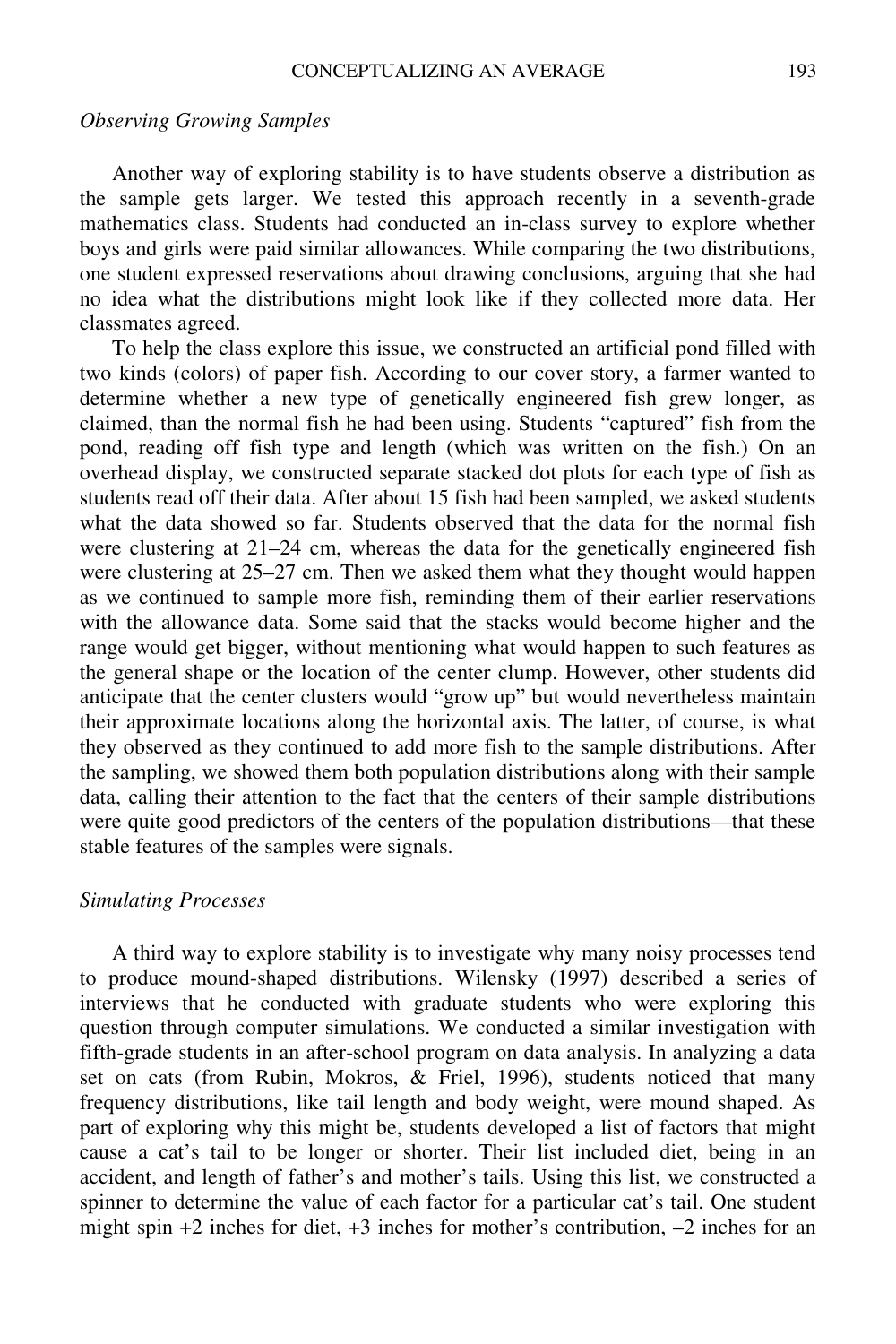### *Observing Growing Samples*

Another way of exploring stability is to have students observe a distribution as the sample gets larger. We tested this approach recently in a seventh-grade mathematics class. Students had conducted an in-class survey to explore whether boys and girls were paid similar allowances. While comparing the two distributions, one student expressed reservations about drawing conclusions, arguing that she had no idea what the distributions might look like if they collected more data. Her classmates agreed.

To help the class explore this issue, we constructed an artificial pond filled with two kinds (colors) of paper fish. According to our cover story, a farmer wanted to determine whether a new type of genetically engineered fish grew longer, as claimed, than the normal fish he had been using. Students "captured" fish from the pond, reading off fish type and length (which was written on the fish.) On an overhead display, we constructed separate stacked dot plots for each type of fish as students read off their data. After about 15 fish had been sampled, we asked students what the data showed so far. Students observed that the data for the normal fish were clustering at 21–24 cm, whereas the data for the genetically engineered fish were clustering at 25–27 cm. Then we asked them what they thought would happen as we continued to sample more fish, reminding them of their earlier reservations with the allowance data. Some said that the stacks would become higher and the range would get bigger, without mentioning what would happen to such features as the general shape or the location of the center clump. However, other students did anticipate that the center clusters would "grow up" but would nevertheless maintain their approximate locations along the horizontal axis. The latter, of course, is what they observed as they continued to add more fish to the sample distributions. After the sampling, we showed them both population distributions along with their sample data, calling their attention to the fact that the centers of their sample distributions were quite good predictors of the centers of the population distributions—that these stable features of the samples were signals.

### *Simulating Processes*

A third way to explore stability is to investigate why many noisy processes tend to produce mound-shaped distributions. Wilensky (1997) described a series of interviews that he conducted with graduate students who were exploring this question through computer simulations. We conducted a similar investigation with fifth-grade students in an after-school program on data analysis. In analyzing a data set on cats (from Rubin, Mokros, & Friel, 1996), students noticed that many frequency distributions, like tail length and body weight, were mound shaped. As part of exploring why this might be, students developed a list of factors that might cause a cat's tail to be longer or shorter. Their list included diet, being in an accident, and length of father's and mother's tails. Using this list, we constructed a spinner to determine the value of each factor for a particular cat's tail. One student might spin +2 inches for diet, +3 inches for mother's contribution, –2 inches for an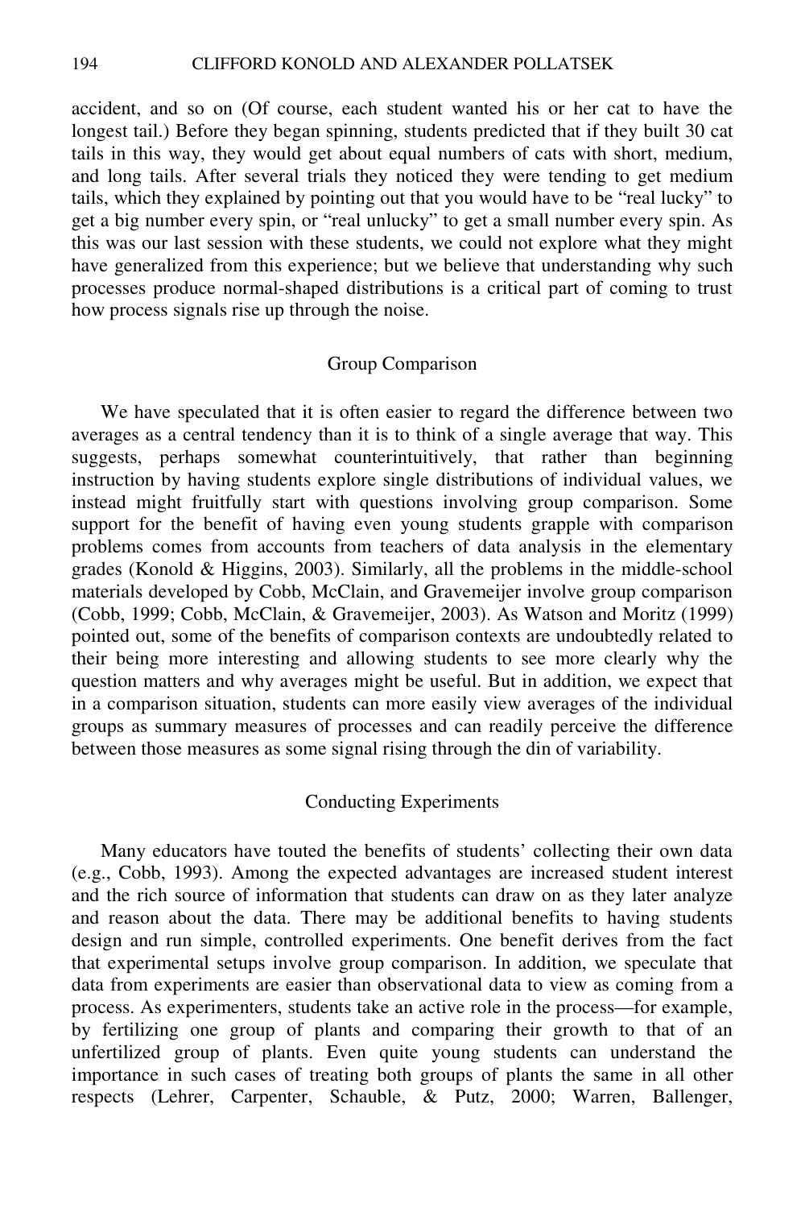accident, and so on (Of course, each student wanted his or her cat to have the longest tail.) Before they began spinning, students predicted that if they built 30 cat tails in this way, they would get about equal numbers of cats with short, medium, and long tails. After several trials they noticed they were tending to get medium tails, which they explained by pointing out that you would have to be "real lucky" to get a big number every spin, or "real unlucky" to get a small number every spin. As this was our last session with these students, we could not explore what they might have generalized from this experience; but we believe that understanding why such processes produce normal-shaped distributions is a critical part of coming to trust how process signals rise up through the noise.

### Group Comparison

We have speculated that it is often easier to regard the difference between two averages as a central tendency than it is to think of a single average that way. This suggests, perhaps somewhat counterintuitively, that rather than beginning instruction by having students explore single distributions of individual values, we instead might fruitfully start with questions involving group comparison. Some support for the benefit of having even young students grapple with comparison problems comes from accounts from teachers of data analysis in the elementary grades (Konold & Higgins, 2003). Similarly, all the problems in the middle-school materials developed by Cobb, McClain, and Gravemeijer involve group comparison (Cobb, 1999; Cobb, McClain, & Gravemeijer, 2003). As Watson and Moritz (1999) pointed out, some of the benefits of comparison contexts are undoubtedly related to their being more interesting and allowing students to see more clearly why the question matters and why averages might be useful. But in addition, we expect that in a comparison situation, students can more easily view averages of the individual groups as summary measures of processes and can readily perceive the difference between those measures as some signal rising through the din of variability.

### Conducting Experiments

Many educators have touted the benefits of students' collecting their own data (e.g., Cobb, 1993). Among the expected advantages are increased student interest and the rich source of information that students can draw on as they later analyze and reason about the data. There may be additional benefits to having students design and run simple, controlled experiments. One benefit derives from the fact that experimental setups involve group comparison. In addition, we speculate that data from experiments are easier than observational data to view as coming from a process. As experimenters, students take an active role in the process—for example, by fertilizing one group of plants and comparing their growth to that of an unfertilized group of plants. Even quite young students can understand the importance in such cases of treating both groups of plants the same in all other respects (Lehrer, Carpenter, Schauble, & Putz, 2000; Warren, Ballenger,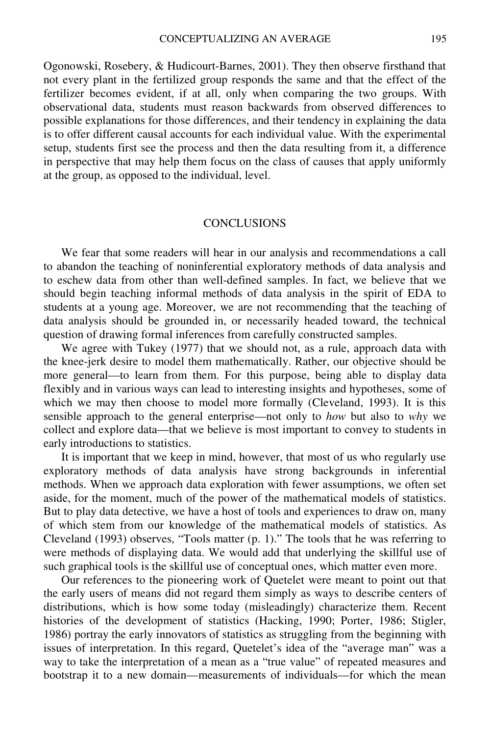Ogonowski, Rosebery, & Hudicourt-Barnes, 2001). They then observe firsthand that not every plant in the fertilized group responds the same and that the effect of the fertilizer becomes evident, if at all, only when comparing the two groups. With observational data, students must reason backwards from observed differences to possible explanations for those differences, and their tendency in explaining the data is to offer different causal accounts for each individual value. With the experimental setup, students first see the process and then the data resulting from it, a difference in perspective that may help them focus on the class of causes that apply uniformly at the group, as opposed to the individual, level.

## CONCLUSIONS

We fear that some readers will hear in our analysis and recommendations a call to abandon the teaching of noninferential exploratory methods of data analysis and to eschew data from other than well-defined samples. In fact, we believe that we should begin teaching informal methods of data analysis in the spirit of EDA to students at a young age. Moreover, we are not recommending that the teaching of data analysis should be grounded in, or necessarily headed toward, the technical question of drawing formal inferences from carefully constructed samples.

We agree with Tukey (1977) that we should not, as a rule, approach data with the knee-jerk desire to model them mathematically. Rather, our objective should be more general—to learn from them. For this purpose, being able to display data flexibly and in various ways can lead to interesting insights and hypotheses, some of which we may then choose to model more formally (Cleveland, 1993). It is this sensible approach to the general enterprise—not only to *how* but also to *why* we collect and explore data—that we believe is most important to convey to students in early introductions to statistics.

It is important that we keep in mind, however, that most of us who regularly use exploratory methods of data analysis have strong backgrounds in inferential methods. When we approach data exploration with fewer assumptions, we often set aside, for the moment, much of the power of the mathematical models of statistics. But to play data detective, we have a host of tools and experiences to draw on, many of which stem from our knowledge of the mathematical models of statistics. As Cleveland (1993) observes, "Tools matter (p. 1)." The tools that he was referring to were methods of displaying data. We would add that underlying the skillful use of such graphical tools is the skillful use of conceptual ones, which matter even more.

Our references to the pioneering work of Quetelet were meant to point out that the early users of means did not regard them simply as ways to describe centers of distributions, which is how some today (misleadingly) characterize them. Recent histories of the development of statistics (Hacking, 1990; Porter, 1986; Stigler, 1986) portray the early innovators of statistics as struggling from the beginning with issues of interpretation. In this regard, Quetelet's idea of the "average man" was a way to take the interpretation of a mean as a "true value" of repeated measures and bootstrap it to a new domain—measurements of individuals—for which the mean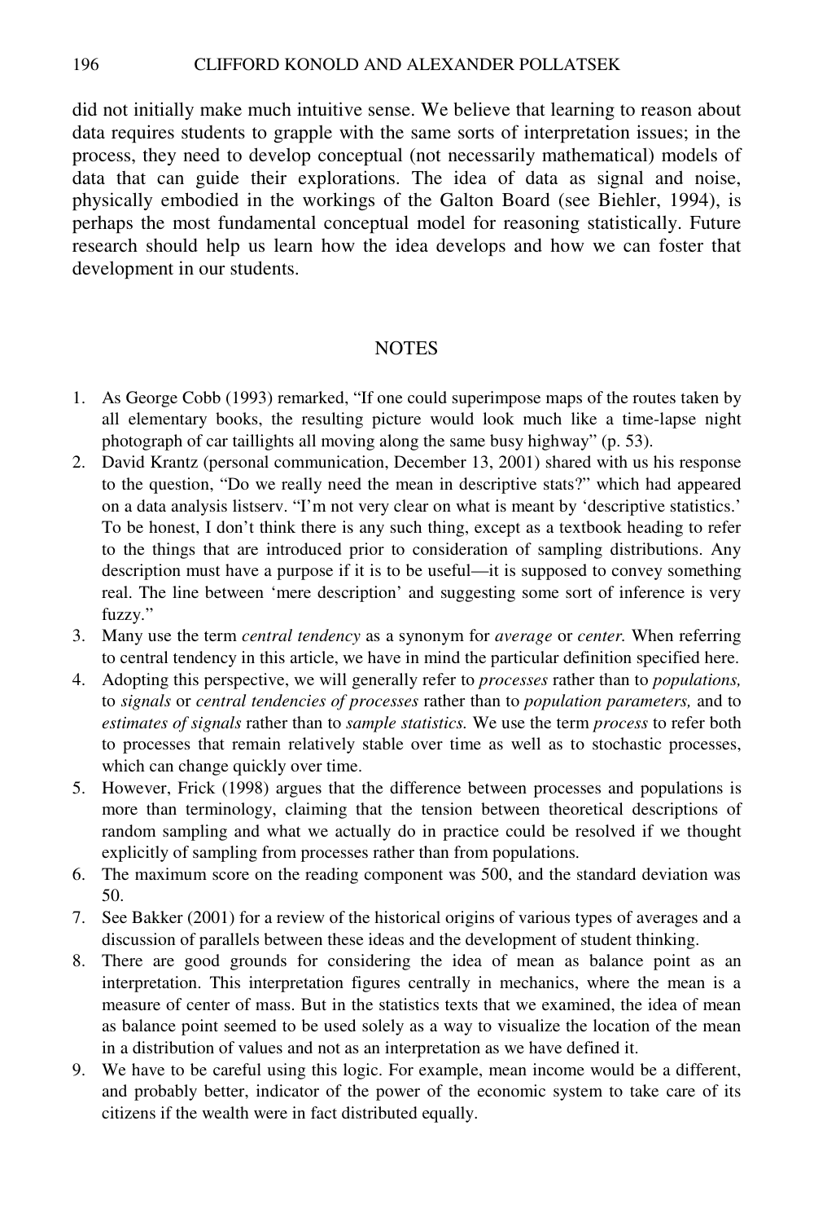did not initially make much intuitive sense. We believe that learning to reason about data requires students to grapple with the same sorts of interpretation issues; in the process, they need to develop conceptual (not necessarily mathematical) models of data that can guide their explorations. The idea of data as signal and noise, physically embodied in the workings of the Galton Board (see Biehler, 1994), is perhaps the most fundamental conceptual model for reasoning statistically. Future research should help us learn how the idea develops and how we can foster that development in our students.

## NOTES

1. As George Cobb (1993) remarked, "If one could superimpose maps of the routes taken by all elementary books, the resulting picture would look much like a time-lapse night photograph of car taillights all moving along the same busy highway" (p. 53).
2. David Krantz (personal communication, December 13, 2001) shared with us his response to the question, "Do we really need the mean in descriptive stats?" which had appeared on a data analysis listserv. "I'm not very clear on what is meant by 'descriptive statistics.' To be honest, I don't think there is any such thing, except as a textbook heading to refer to the things that are introduced prior to consideration of sampling distributions. Any description must have a purpose if it is to be useful—it is supposed to convey something real. The line between 'mere description' and suggesting some sort of inference is very fuzzy."
3. Many use the term *central tendency* as a synonym for *average* or *center.* When referring to central tendency in this article, we have in mind the particular definition specified here.
4. Adopting this perspective, we will generally refer to *processes* rather than to *populations,* to *signals* or *central tendencies of processes* rather than to *population parameters,* and to *estimates of signals* rather than to *sample statistics.* We use the term *process* to refer both to processes that remain relatively stable over time as well as to stochastic processes, which can change quickly over time.
5. However, Frick (1998) argues that the difference between processes and populations is more than terminology, claiming that the tension between theoretical descriptions of random sampling and what we actually do in practice could be resolved if we thought explicitly of sampling from processes rather than from populations.
6. The maximum score on the reading component was 500, and the standard deviation was 50.
7. See Bakker (2001) for a review of the historical origins of various types of averages and a discussion of parallels between these ideas and the development of student thinking.
8. There are good grounds for considering the idea of mean as balance point as an interpretation. This interpretation figures centrally in mechanics, where the mean is a measure of center of mass. But in the statistics texts that we examined, the idea of mean as balance point seemed to be used solely as a way to visualize the location of the mean in a distribution of values and not as an interpretation as we have defined it.
9. We have to be careful using this logic. For example, mean income would be a different, and probably better, indicator of the power of the economic system to take care of its citizens if the wealth were in fact distributed equally.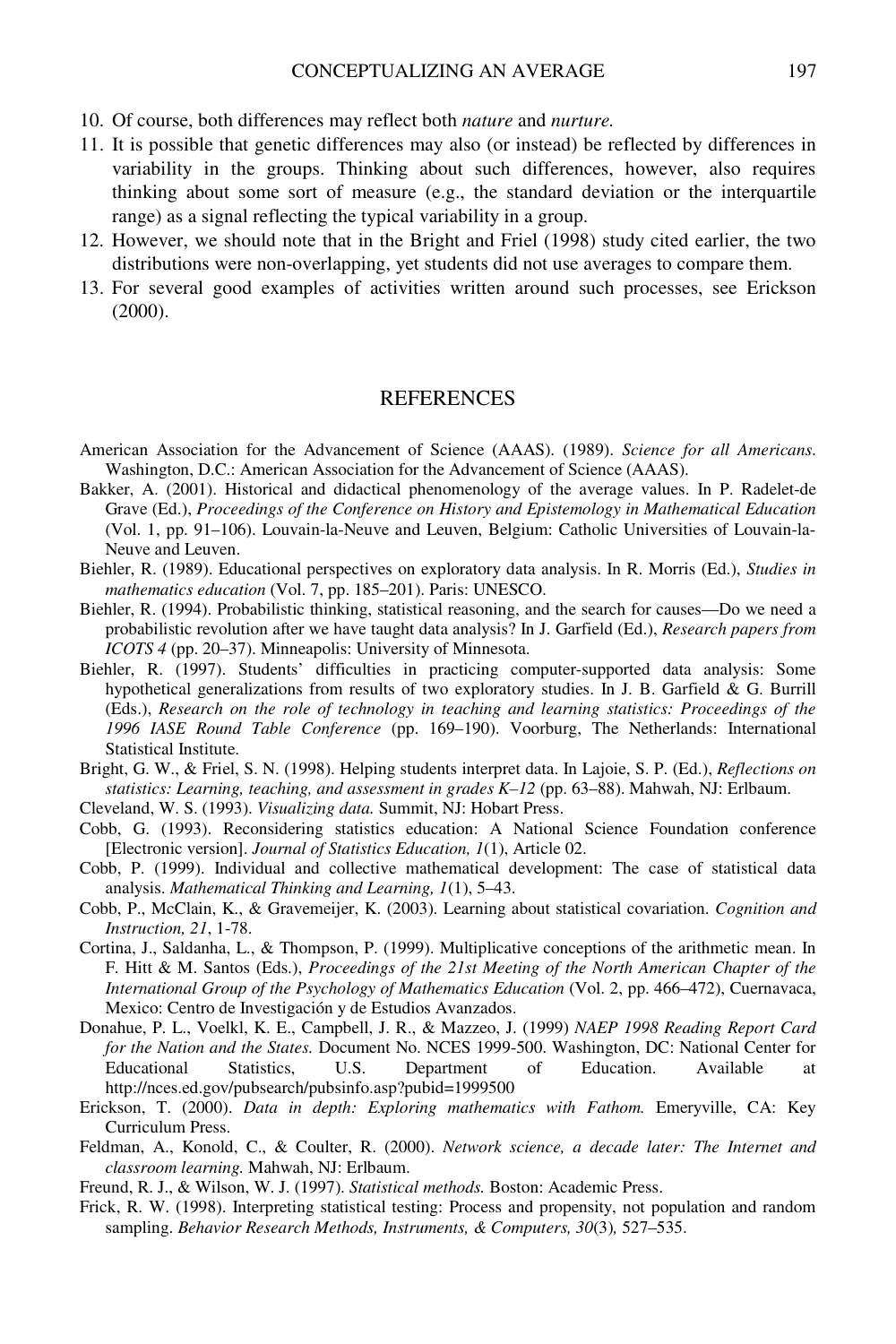10. Of course, both differences may reflect both *nature* and *nurture.*
11. It is possible that genetic differences may also (or instead) be reflected by differences in variability in the groups. Thinking about such differences, however, also requires thinking about some sort of measure (e.g., the standard deviation or the interquartile range) as a signal reflecting the typical variability in a group.
12. However, we should note that in the Bright and Friel (1998) study cited earlier, the two distributions were non-overlapping, yet students did not use averages to compare them.
13. For several good examples of activities written around such processes, see Erickson (2000).

## REFERENCES

American Association for the Advancement of Science (AAAS). (1989). *Science for all Americans.* Washington, D.C.: American Association for the Advancement of Science (AAAS).

Bakker, A. (2001). Historical and didactical phenomenology of the average values. In P. Radelet-de Grave (Ed.), *Proceedings of the Conference on History and Epistemology in Mathematical Education* (Vol. 1, pp. 91–106). Louvain-la-Neuve and Leuven, Belgium: Catholic Universities of Louvain-la-Neuve and Leuven.

Biehler, R. (1989). Educational perspectives on exploratory data analysis. In R. Morris (Ed.), *Studies in mathematics education* (Vol. 7, pp. 185–201). Paris: UNESCO.

Biehler, R. (1994). Probabilistic thinking, statistical reasoning, and the search for causes—Do we need a probabilistic revolution after we have taught data analysis? In J. Garfield (Ed.), *Research papers from ICOTS 4* (pp. 20–37). Minneapolis: University of Minnesota.

Biehler, R. (1997). Students' difficulties in practicing computer-supported data analysis: Some hypothetical generalizations from results of two exploratory studies. In J. B. Garfield & G. Burrill (Eds.), *Research on the role of technology in teaching and learning statistics: Proceedings of the 1996 IASE Round Table Conference* (pp. 169–190). Voorburg, The Netherlands: International Statistical Institute.

Bright, G. W., & Friel, S. N. (1998). Helping students interpret data. In Lajoie, S. P. (Ed.), *Reflections on statistics: Learning, teaching, and assessment in grades K–12* (pp. 63–88). Mahwah, NJ: Erlbaum.

Cleveland, W. S. (1993). *Visualizing data.* Summit, NJ: Hobart Press.

Cobb, G. (1993). Reconsidering statistics education: A National Science Foundation conference [Electronic version]. *Journal of Statistics Education, 1*(1), Article 02.

Cobb, P. (1999). Individual and collective mathematical development: The case of statistical data analysis. *Mathematical Thinking and Learning, 1*(1), 5–43.

Cobb, P., McClain, K., & Gravemeijer, K. (2003). Learning about statistical covariation. *Cognition and Instruction, 21*, 1-78.

Cortina, J., Saldanha, L., & Thompson, P. (1999). Multiplicative conceptions of the arithmetic mean. In F. Hitt & M. Santos (Eds.), *Proceedings of the 21st Meeting of the North American Chapter of the International Group of the Psychology of Mathematics Education* (Vol. 2, pp. 466–472), Cuernavaca, Mexico: Centro de Investigación y de Estudios Avanzados.

Donahue, P. L., Voelkl, K. E., Campbell, J. R., & Mazzeo, J. (1999) *NAEP 1998 Reading Report Card for the Nation and the States.* Document No. NCES 1999-500. Washington, DC: National Center for Educational Statistics, U.S. Department of Education. Available at http://nces.ed.gov/pubsearch/pubsinfo.asp?pubid=1999500

Erickson, T. (2000). *Data in depth: Exploring mathematics with Fathom.* Emeryville, CA: Key Curriculum Press.

Feldman, A., Konold, C., & Coulter, R. (2000). *Network science, a decade later: The Internet and classroom learning.* Mahwah, NJ: Erlbaum.

Freund, R. J., & Wilson, W. J. (1997). *Statistical methods.* Boston: Academic Press.

Frick, R. W. (1998). Interpreting statistical testing: Process and propensity, not population and random sampling. *Behavior Research Methods, Instruments, & Computers, 30*(3)*,* 527–535.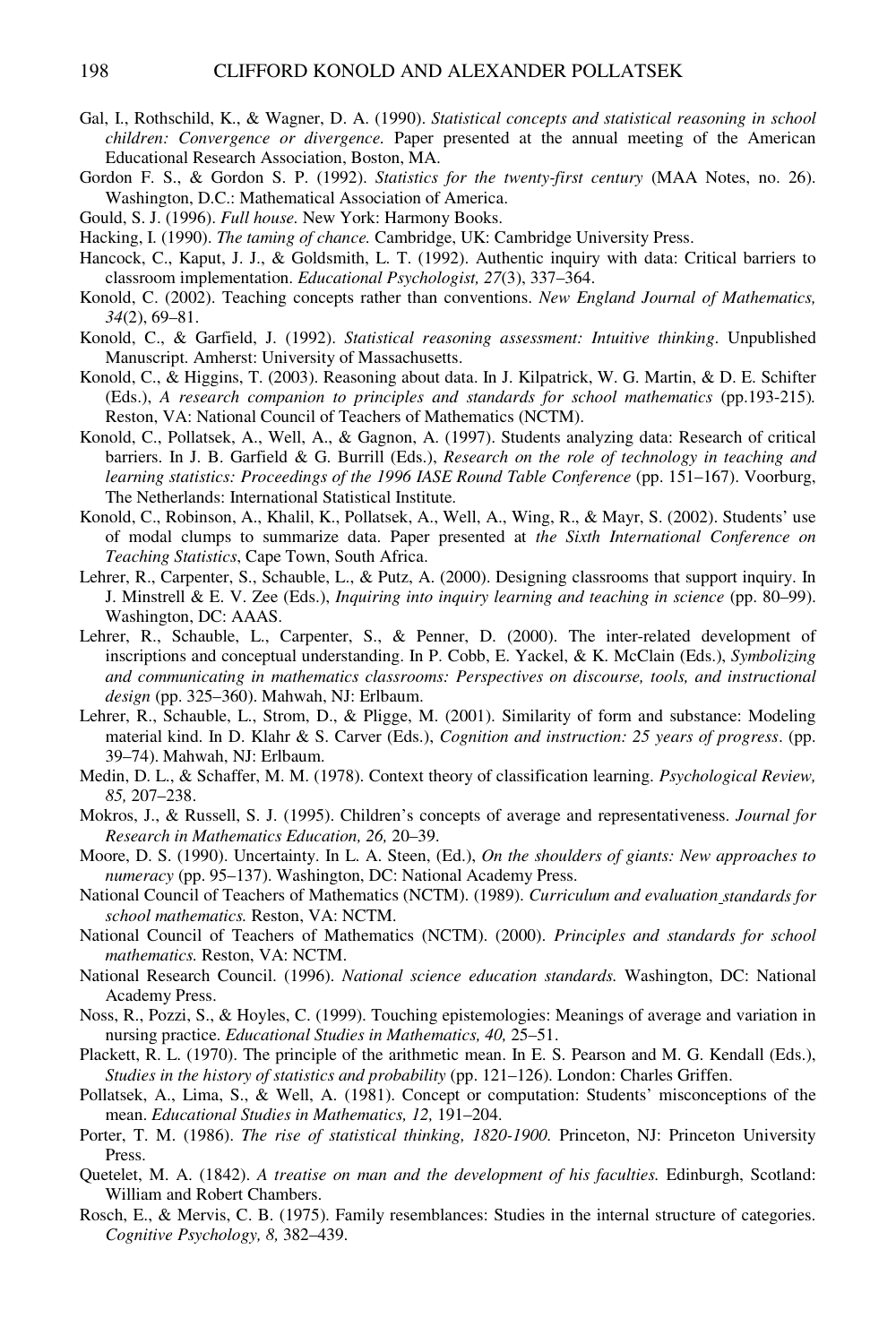Gal, I., Rothschild, K., & Wagner, D. A. (1990). *Statistical concepts and statistical reasoning in school children: Convergence or divergence.* Paper presented at the annual meeting of the American Educational Research Association, Boston, MA.

Gordon F. S., & Gordon S. P. (1992). *Statistics for the twenty-first century* (MAA Notes, no. 26). Washington, D.C.: Mathematical Association of America.

Gould, S. J. (1996). *Full house.* New York: Harmony Books.

Hacking, I. (1990). *The taming of chance.* Cambridge, UK: Cambridge University Press.

Hancock, C., Kaput, J. J., & Goldsmith, L. T. (1992). Authentic inquiry with data: Critical barriers to classroom implementation. *Educational Psychologist, 27*(3), 337–364.

Konold, C. (2002). Teaching concepts rather than conventions. *New England Journal of Mathematics, 34*(2), 69–81.

Konold, C., & Garfield, J. (1992). *Statistical reasoning assessment: Intuitive thinking*. Unpublished Manuscript. Amherst: University of Massachusetts.

Konold, C., & Higgins, T. (2003). Reasoning about data. In J. Kilpatrick, W. G. Martin, & D. E. Schifter (Eds.), *A research companion to principles and standards for school mathematics* (pp.193-215)*.* Reston, VA: National Council of Teachers of Mathematics (NCTM).

Konold, C., Pollatsek, A., Well, A., & Gagnon, A. (1997). Students analyzing data: Research of critical barriers. In J. B. Garfield & G. Burrill (Eds.), *Research on the role of technology in teaching and learning statistics: Proceedings of the 1996 IASE Round Table Conference* (pp. 151–167). Voorburg, The Netherlands: International Statistical Institute.

Konold, C., Robinson, A., Khalil, K., Pollatsek, A., Well, A., Wing, R., & Mayr, S. (2002). Students' use of modal clumps to summarize data. Paper presented at *the Sixth International Conference on Teaching Statistics*, Cape Town, South Africa.

Lehrer, R., Carpenter, S., Schauble, L., & Putz, A. (2000). Designing classrooms that support inquiry. In J. Minstrell & E. V. Zee (Eds.), *Inquiring into inquiry learning and teaching in science* (pp. 80–99). Washington, DC: AAAS.

Lehrer, R., Schauble, L., Carpenter, S., & Penner, D. (2000). The inter-related development of inscriptions and conceptual understanding. In P. Cobb, E. Yackel, & K. McClain (Eds.), *Symbolizing and communicating in mathematics classrooms: Perspectives on discourse, tools, and instructional design* (pp. 325–360). Mahwah, NJ: Erlbaum.

Lehrer, R., Schauble, L., Strom, D., & Pligge, M. (2001). Similarity of form and substance: Modeling material kind. In D. Klahr & S. Carver (Eds.), *Cognition and instruction: 25 years of progress*. (pp. 39–74). Mahwah, NJ: Erlbaum.

Medin, D. L., & Schaffer, M. M. (1978). Context theory of classification learning. *Psychological Review, 85,* 207–238.

Mokros, J., & Russell, S. J. (1995). Children's concepts of average and representativeness. *Journal for Research in Mathematics Education, 26,* 20–39.

Moore, D. S. (1990). Uncertainty. In L. A. Steen, (Ed.), *On the shoulders of giants: New approaches to numeracy* (pp. 95–137). Washington, DC: National Academy Press.

National Council of Teachers of Mathematics (NCTM). (1989). *Curriculum and evaluation standards for school mathematics.* Reston, VA: NCTM.

National Council of Teachers of Mathematics (NCTM). (2000). *Principles and standards for school mathematics.* Reston, VA: NCTM.

National Research Council. (1996). *National science education standards.* Washington, DC: National Academy Press.

Noss, R., Pozzi, S., & Hoyles, C. (1999). Touching epistemologies: Meanings of average and variation in nursing practice. *Educational Studies in Mathematics, 40,* 25–51.

Plackett, R. L. (1970). The principle of the arithmetic mean. In E. S. Pearson and M. G. Kendall (Eds.), *Studies in the history of statistics and probability* (pp. 121–126). London: Charles Griffen.

Pollatsek, A., Lima, S., & Well, A. (1981). Concept or computation: Students' misconceptions of the mean. *Educational Studies in Mathematics, 12,* 191–204.

Porter, T. M. (1986). *The rise of statistical thinking, 1820-1900.* Princeton, NJ: Princeton University Press.

Quetelet, M. A. (1842). *A treatise on man and the development of his faculties.* Edinburgh, Scotland: William and Robert Chambers.

Rosch, E., & Mervis, C. B. (1975). Family resemblances: Studies in the internal structure of categories. *Cognitive Psychology, 8,* 382–439.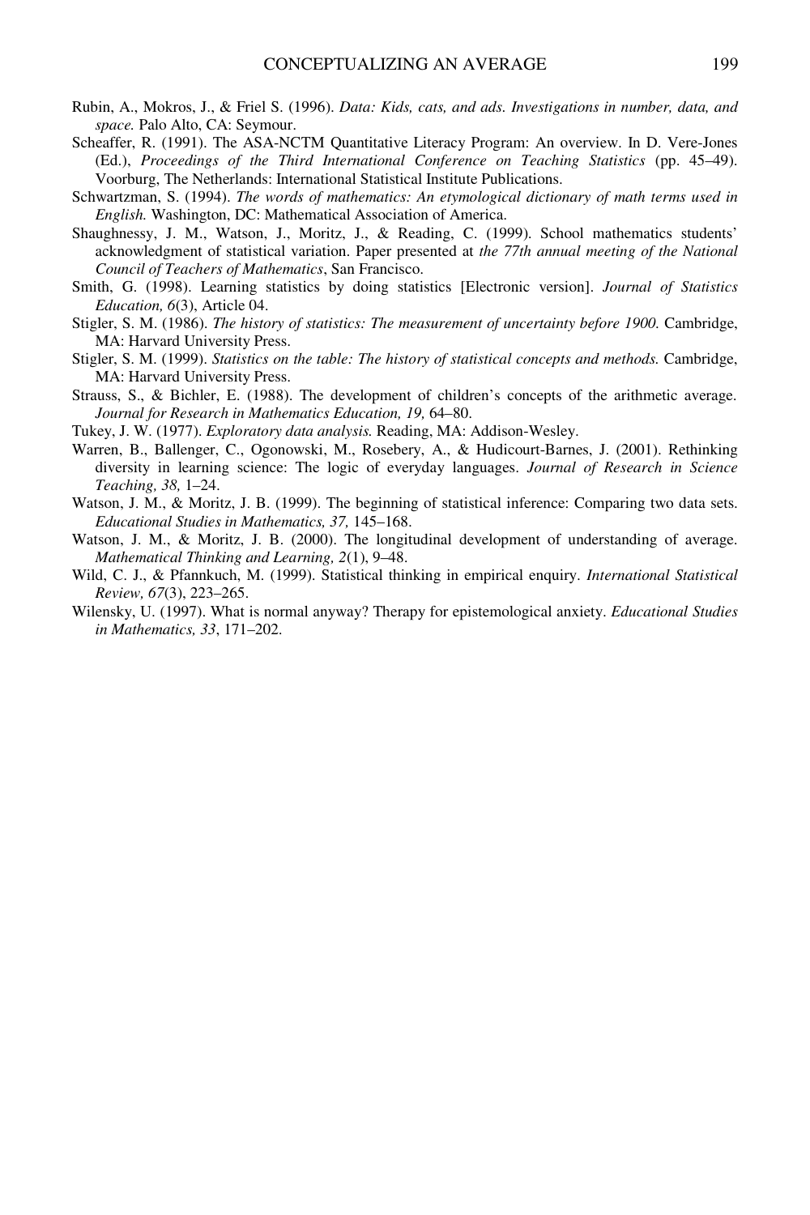Rubin, A., Mokros, J., & Friel S. (1996). *Data: Kids, cats, and ads. Investigations in number, data, and space.* Palo Alto, CA: Seymour.

Scheaffer, R. (1991). The ASA-NCTM Quantitative Literacy Program: An overview. In D. Vere-Jones (Ed.), *Proceedings of the Third International Conference on Teaching Statistics* (pp. 45–49). Voorburg, The Netherlands: International Statistical Institute Publications.

Schwartzman, S. (1994). *The words of mathematics: An etymological dictionary of math terms used in English.* Washington, DC: Mathematical Association of America.

Shaughnessy, J. M., Watson, J., Moritz, J., & Reading, C. (1999). School mathematics students' acknowledgment of statistical variation. Paper presented at *the 77th annual meeting of the National Council of Teachers of Mathematics*, San Francisco.

Smith, G. (1998). Learning statistics by doing statistics [Electronic version]. *Journal of Statistics Education, 6*(3), Article 04.

Stigler, S. M. (1986). *The history of statistics: The measurement of uncertainty before 1900.* Cambridge, MA: Harvard University Press.

Stigler, S. M. (1999). *Statistics on the table: The history of statistical concepts and methods.* Cambridge, MA: Harvard University Press.

Strauss, S., & Bichler, E. (1988). The development of children's concepts of the arithmetic average. *Journal for Research in Mathematics Education, 19,* 64–80.

Tukey, J. W. (1977). *Exploratory data analysis.* Reading, MA: Addison-Wesley.

Warren, B., Ballenger, C., Ogonowski, M., Rosebery, A., & Hudicourt-Barnes, J. (2001). Rethinking diversity in learning science: The logic of everyday languages. *Journal of Research in Science Teaching, 38,* 1–24.

Watson, J. M., & Moritz, J. B. (1999). The beginning of statistical inference: Comparing two data sets. *Educational Studies in Mathematics, 37,* 145–168.

Watson, J. M., & Moritz, J. B. (2000). The longitudinal development of understanding of average. *Mathematical Thinking and Learning, 2*(1), 9–48.

Wild, C. J., & Pfannkuch, M. (1999). Statistical thinking in empirical enquiry. *International Statistical Review, 67*(3), 223–265.

Wilensky, U. (1997). What is normal anyway? Therapy for epistemological anxiety. *Educational Studies in Mathematics, 33*, 171–202.